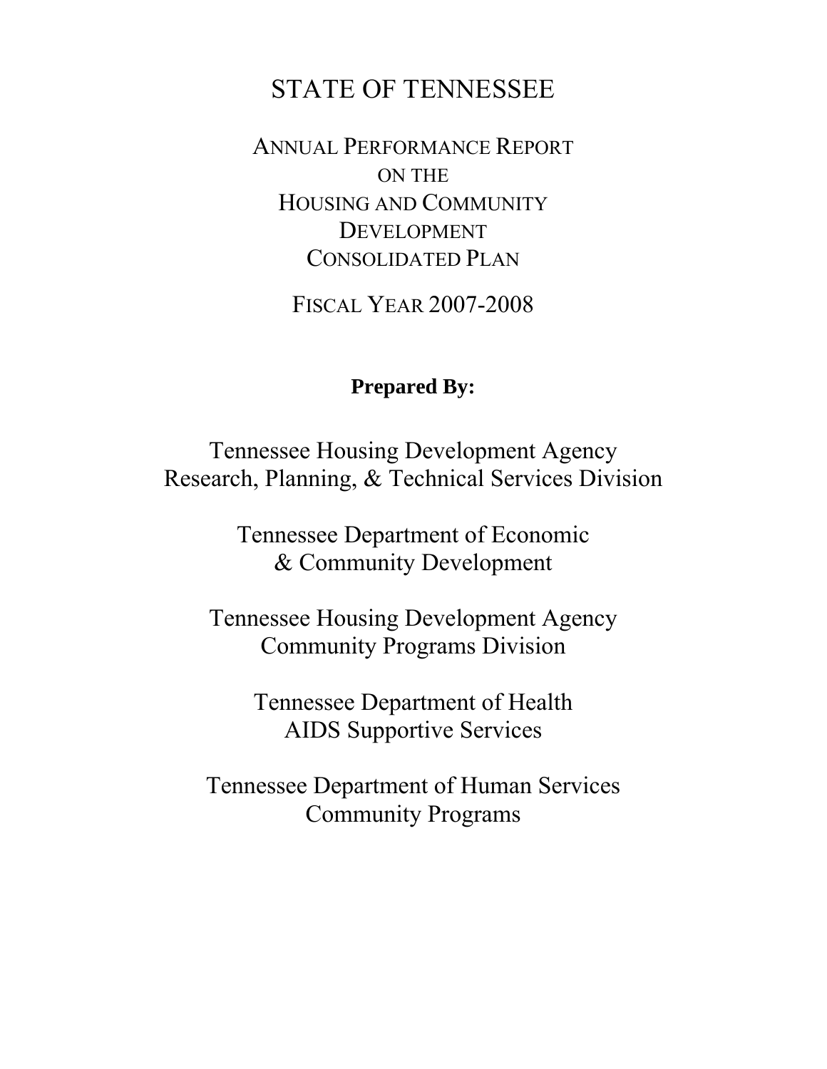# STATE OF TENNESSEE

## ANNUAL PERFORMANCE REPORT ON THE HOUSING AND COMMUNITY DEVELOPMENT CONSOLIDATED PLAN

## FISCAL YEAR 2007-2008

**Prepared By:**

Tennessee Housing Development Agency
Research, Planning, & Technical Services Division

Tennessee Department of Economic
& Community Development

Tennessee Housing Development Agency
Community Programs Division

Tennessee Department of Health
AIDS Supportive Services

Tennessee Department of Human Services
Community Programs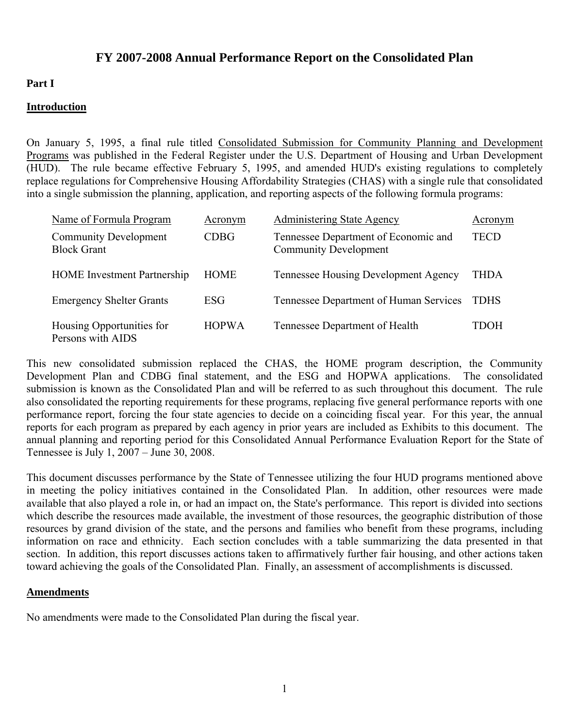# FY 2007-2008 Annual Performance Report on the Consolidated Plan

## Part I

### Introduction

On January 5, 1995, a final rule titled Consolidated Submission for Community Planning and Development Programs was published in the Federal Register under the U.S. Department of Housing and Urban Development (HUD). The rule became effective February 5, 1995, and amended HUD's existing regulations to completely replace regulations for Comprehensive Housing Affordability Strategies (CHAS) with a single rule that consolidated into a single submission the planning, application, and reporting aspects of the following formula programs:

| Name of Formula Program | Acronym | Administering State Agency | Acronym |
|---|---|---|---|
| Community Development Block Grant | CDBG | Tennessee Department of Economic and Community Development | TECD |
| HOME Investment Partnership | HOME | Tennessee Housing Development Agency | THDA |
| Emergency Shelter Grants | ESG | Tennessee Department of Human Services | TDHS |
| Housing Opportunities for Persons with AIDS | HOPWA | Tennessee Department of Health | TDOH |

This new consolidated submission replaced the CHAS, the HOME program description, the Community Development Plan and CDBG final statement, and the ESG and HOPWA applications. The consolidated submission is known as the Consolidated Plan and will be referred to as such throughout this document. The rule also consolidated the reporting requirements for these programs, replacing five general performance reports with one performance report, forcing the four state agencies to decide on a coinciding fiscal year. For this year, the annual reports for each program as prepared by each agency in prior years are included as Exhibits to this document. The annual planning and reporting period for this Consolidated Annual Performance Evaluation Report for the State of Tennessee is July 1, 2007 – June 30, 2008.

This document discusses performance by the State of Tennessee utilizing the four HUD programs mentioned above in meeting the policy initiatives contained in the Consolidated Plan. In addition, other resources were made available that also played a role in, or had an impact on, the State's performance. This report is divided into sections which describe the resources made available, the investment of those resources, the geographic distribution of those resources by grand division of the state, and the persons and families who benefit from these programs, including information on race and ethnicity. Each section concludes with a table summarizing the data presented in that section. In addition, this report discusses actions taken to affirmatively further fair housing, and other actions taken toward achieving the goals of the Consolidated Plan. Finally, an assessment of accomplishments is discussed.

### Amendments

No amendments were made to the Consolidated Plan during the fiscal year.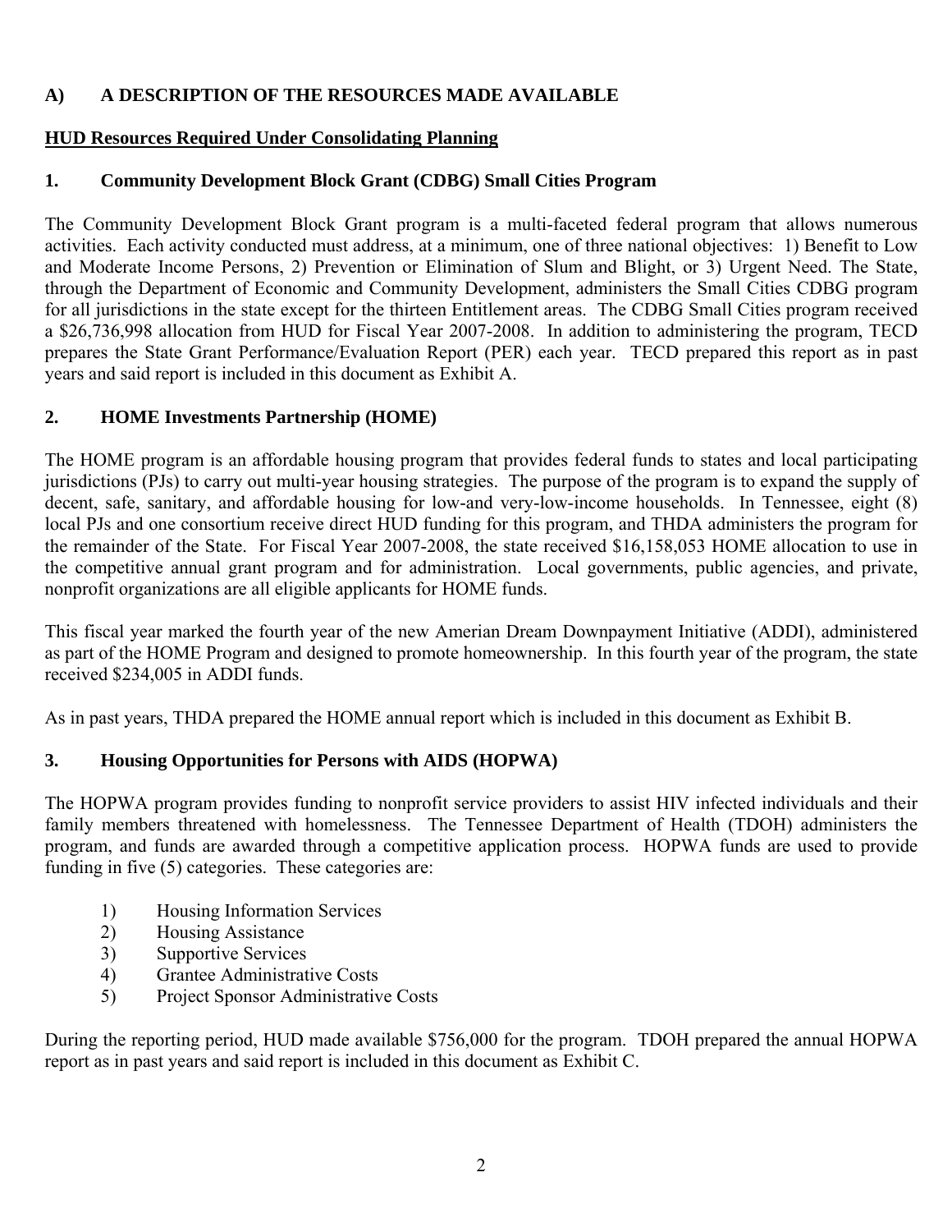## A) A DESCRIPTION OF THE RESOURCES MADE AVAILABLE

### HUD Resources Required Under Consolidating Planning

### 1. Community Development Block Grant (CDBG) Small Cities Program

The Community Development Block Grant program is a multi-faceted federal program that allows numerous activities. Each activity conducted must address, at a minimum, one of three national objectives: 1) Benefit to Low and Moderate Income Persons, 2) Prevention or Elimination of Slum and Blight, or 3) Urgent Need. The State, through the Department of Economic and Community Development, administers the Small Cities CDBG program for all jurisdictions in the state except for the thirteen Entitlement areas. The CDBG Small Cities program received a $26,736,998 allocation from HUD for Fiscal Year 2007-2008. In addition to administering the program, TECD prepares the State Grant Performance/Evaluation Report (PER) each year. TECD prepared this report as in past years and said report is included in this document as Exhibit A.

### 2. HOME Investments Partnership (HOME)

The HOME program is an affordable housing program that provides federal funds to states and local participating jurisdictions (PJs) to carry out multi-year housing strategies. The purpose of the program is to expand the supply of decent, safe, sanitary, and affordable housing for low-and very-low-income households. In Tennessee, eight (8) local PJs and one consortium receive direct HUD funding for this program, and THDA administers the program for the remainder of the State. For Fiscal Year 2007-2008, the state received $16,158,053 HOME allocation to use in the competitive annual grant program and for administration. Local governments, public agencies, and private, nonprofit organizations are all eligible applicants for HOME funds.

This fiscal year marked the fourth year of the new Amerian Dream Downpayment Initiative (ADDI), administered as part of the HOME Program and designed to promote homeownership. In this fourth year of the program, the state received $234,005 in ADDI funds.

As in past years, THDA prepared the HOME annual report which is included in this document as Exhibit B.

### 3. Housing Opportunities for Persons with AIDS (HOPWA)

The HOPWA program provides funding to nonprofit service providers to assist HIV infected individuals and their family members threatened with homelessness. The Tennessee Department of Health (TDOH) administers the program, and funds are awarded through a competitive application process. HOPWA funds are used to provide funding in five (5) categories. These categories are:

1) Housing Information Services
2) Housing Assistance
3) Supportive Services
4) Grantee Administrative Costs
5) Project Sponsor Administrative Costs

During the reporting period, HUD made available $756,000 for the program. TDOH prepared the annual HOPWA report as in past years and said report is included in this document as Exhibit C.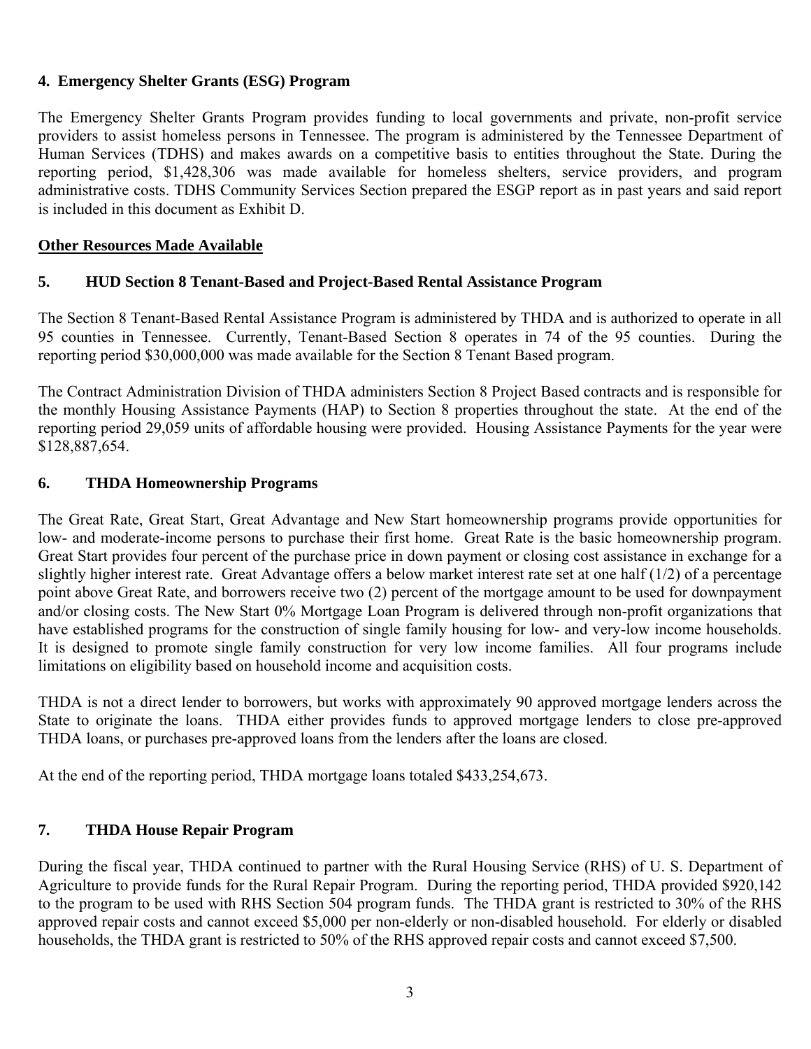### 4. Emergency Shelter Grants (ESG) Program

The Emergency Shelter Grants Program provides funding to local governments and private, non-profit service providers to assist homeless persons in Tennessee. The program is administered by the Tennessee Department of Human Services (TDHS) and makes awards on a competitive basis to entities throughout the State. During the reporting period, $1,428,306 was made available for homeless shelters, service providers, and program administrative costs. TDHS Community Services Section prepared the ESGP report as in past years and said report is included in this document as Exhibit D.

**Other Resources Made Available**

### 5. HUD Section 8 Tenant-Based and Project-Based Rental Assistance Program

The Section 8 Tenant-Based Rental Assistance Program is administered by THDA and is authorized to operate in all 95 counties in Tennessee. Currently, Tenant-Based Section 8 operates in 74 of the 95 counties. During the reporting period $30,000,000 was made available for the Section 8 Tenant Based program.

The Contract Administration Division of THDA administers Section 8 Project Based contracts and is responsible for the monthly Housing Assistance Payments (HAP) to Section 8 properties throughout the state. At the end of the reporting period 29,059 units of affordable housing were provided. Housing Assistance Payments for the year were $128,887,654.

### 6. THDA Homeownership Programs

The Great Rate, Great Start, Great Advantage and New Start homeownership programs provide opportunities for low- and moderate-income persons to purchase their first home. Great Rate is the basic homeownership program. Great Start provides four percent of the purchase price in down payment or closing cost assistance in exchange for a slightly higher interest rate. Great Advantage offers a below market interest rate set at one half (1/2) of a percentage point above Great Rate, and borrowers receive two (2) percent of the mortgage amount to be used for downpayment and/or closing costs. The New Start 0% Mortgage Loan Program is delivered through non-profit organizations that have established programs for the construction of single family housing for low- and very-low income households. It is designed to promote single family construction for very low income families. All four programs include limitations on eligibility based on household income and acquisition costs.

THDA is not a direct lender to borrowers, but works with approximately 90 approved mortgage lenders across the State to originate the loans. THDA either provides funds to approved mortgage lenders to close pre-approved THDA loans, or purchases pre-approved loans from the lenders after the loans are closed.

At the end of the reporting period, THDA mortgage loans totaled $433,254,673.

### 7. THDA House Repair Program

During the fiscal year, THDA continued to partner with the Rural Housing Service (RHS) of U. S. Department of Agriculture to provide funds for the Rural Repair Program. During the reporting period, THDA provided $920,142 to the program to be used with RHS Section 504 program funds. The THDA grant is restricted to 30% of the RHS approved repair costs and cannot exceed $5,000 per non-elderly or non-disabled household. For elderly or disabled households, the THDA grant is restricted to 50% of the RHS approved repair costs and cannot exceed $7,500.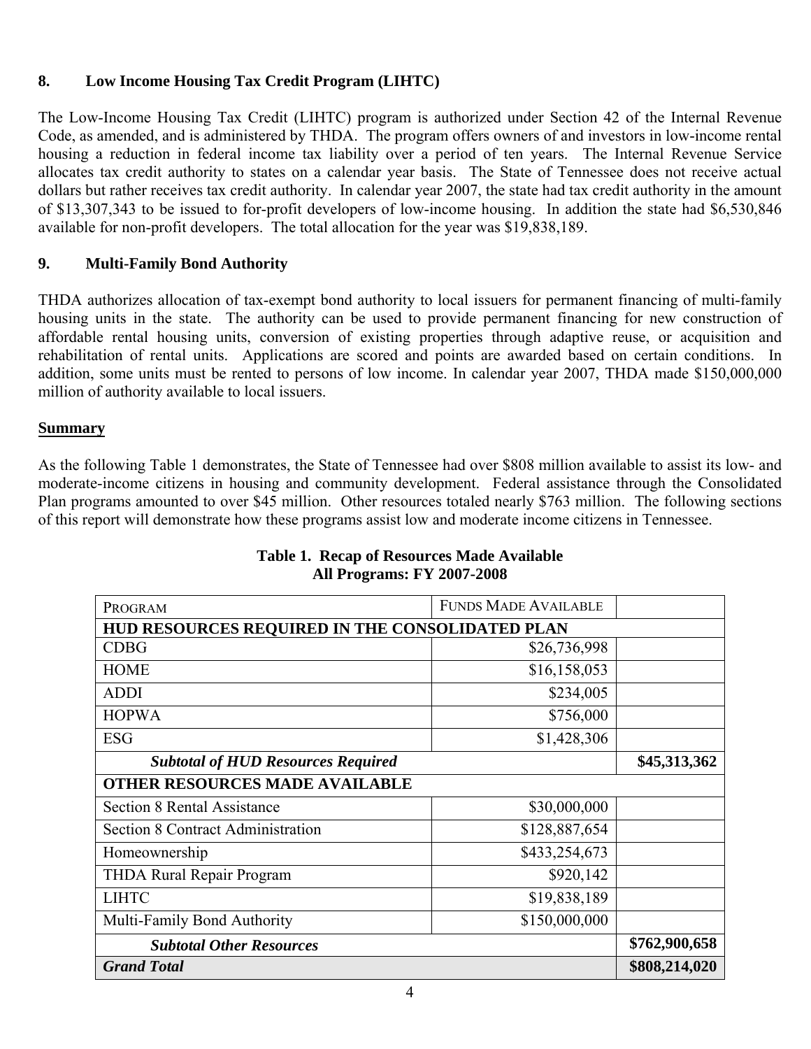## 8. Low Income Housing Tax Credit Program (LIHTC)

The Low-Income Housing Tax Credit (LIHTC) program is authorized under Section 42 of the Internal Revenue Code, as amended, and is administered by THDA. The program offers owners of and investors in low-income rental housing a reduction in federal income tax liability over a period of ten years. The Internal Revenue Service allocates tax credit authority to states on a calendar year basis. The State of Tennessee does not receive actual dollars but rather receives tax credit authority. In calendar year 2007, the state had tax credit authority in the amount of $13,307,343 to be issued to for-profit developers of low-income housing. In addition the state had $6,530,846 available for non-profit developers. The total allocation for the year was $19,838,189.

## 9. Multi-Family Bond Authority

THDA authorizes allocation of tax-exempt bond authority to local issuers for permanent financing of multi-family housing units in the state. The authority can be used to provide permanent financing for new construction of affordable rental housing units, conversion of existing properties through adaptive reuse, or acquisition and rehabilitation of rental units. Applications are scored and points are awarded based on certain conditions. In addition, some units must be rented to persons of low income. In calendar year 2007, THDA made $150,000,000 million of authority available to local issuers.

## Summary

As the following Table 1 demonstrates, the State of Tennessee had over $808 million available to assist its low- and moderate-income citizens in housing and community development. Federal assistance through the Consolidated Plan programs amounted to over $45 million. Other resources totaled nearly $763 million. The following sections of this report will demonstrate how these programs assist low and moderate income citizens in Tennessee.

**Table 1. Recap of Resources Made Available**
**All Programs: FY 2007-2008**

| PROGRAM | FUNDS MADE AVAILABLE | |
|---|---|---|
| **HUD RESOURCES REQUIRED IN THE CONSOLIDATED PLAN** | | |
| CDBG | $26,736,998 | |
| HOME | $16,158,053 | |
| ADDI | $234,005 | |
| HOPWA | $756,000 | |
| ESG | $1,428,306 | |
| ***Subtotal of HUD Resources Required*** | | **$45,313,362** |
| **OTHER RESOURCES MADE AVAILABLE** | | |
| Section 8 Rental Assistance | $30,000,000 | |
| Section 8 Contract Administration | $128,887,654 | |
| Homeownership | $433,254,673 | |
| THDA Rural Repair Program | $920,142 | |
| LIHTC | $19,838,189 | |
| Multi-Family Bond Authority | $150,000,000 | |
| ***Subtotal Other Resources*** | | **$762,900,658** |
| ***Grand Total*** | | **$808,214,020** |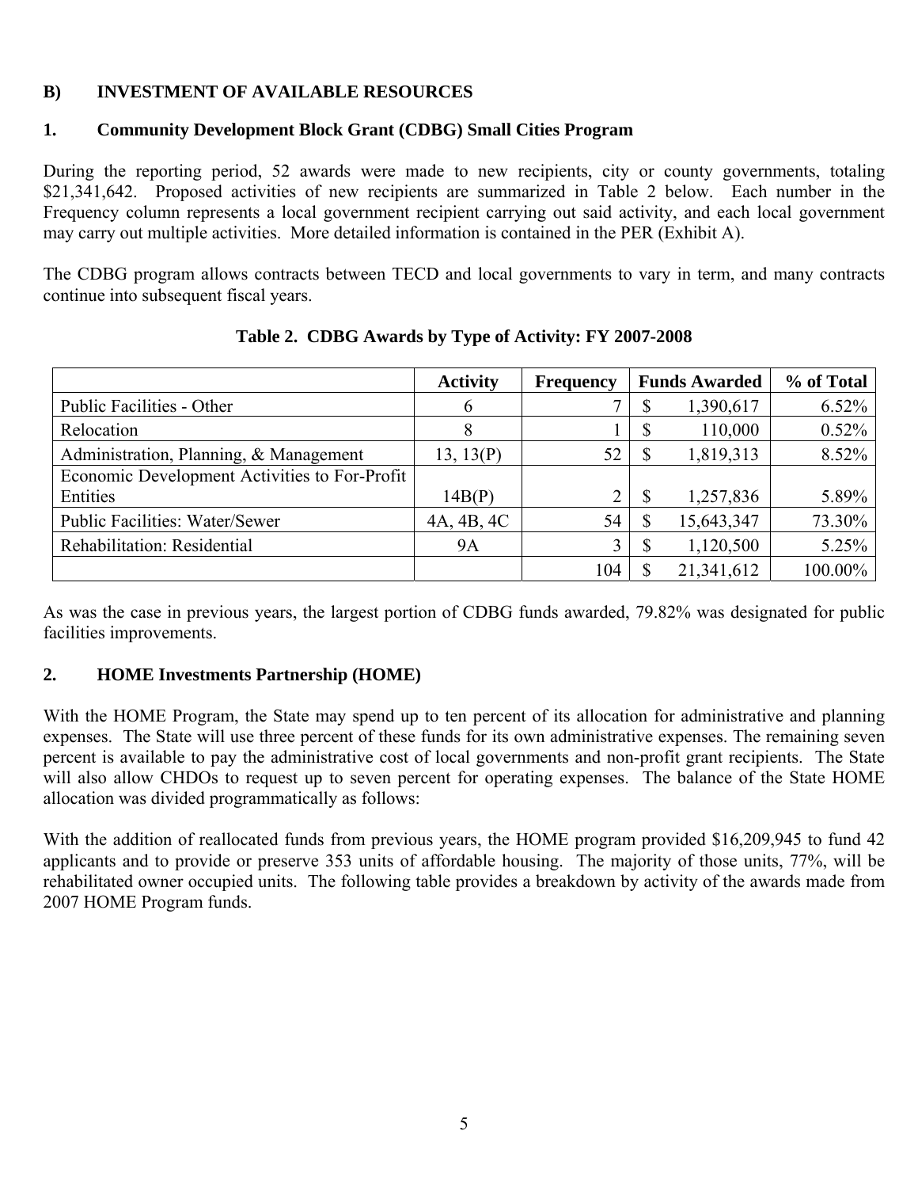## B) INVESTMENT OF AVAILABLE RESOURCES

### 1. Community Development Block Grant (CDBG) Small Cities Program

During the reporting period, 52 awards were made to new recipients, city or county governments, totaling $21,341,642. Proposed activities of new recipients are summarized in Table 2 below. Each number in the Frequency column represents a local government recipient carrying out said activity, and each local government may carry out multiple activities. More detailed information is contained in the PER (Exhibit A).

The CDBG program allows contracts between TECD and local governments to vary in term, and many contracts continue into subsequent fiscal years.

**Table 2. CDBG Awards by Type of Activity: FY 2007-2008**

| | Activity | Frequency | Funds Awarded | % of Total |
|---|---|---|---|---|
| Public Facilities - Other | 6 | 7 | $ 1,390,617 | 6.52% |
| Relocation | 8 | 1 | $ 110,000 | 0.52% |
| Administration, Planning, & Management | 13, 13(P) | 52 | $ 1,819,313 | 8.52% |
| Economic Development Activities to For-Profit Entities | 14B(P) | 2 | $ 1,257,836 | 5.89% |
| Public Facilities: Water/Sewer | 4A, 4B, 4C | 54 | $ 15,643,347 | 73.30% |
| Rehabilitation: Residential | 9A | 3 | $ 1,120,500 | 5.25% |
| | | 104 | $ 21,341,612 | 100.00% |

As was the case in previous years, the largest portion of CDBG funds awarded, 79.82% was designated for public facilities improvements.

### 2. HOME Investments Partnership (HOME)

With the HOME Program, the State may spend up to ten percent of its allocation for administrative and planning expenses. The State will use three percent of these funds for its own administrative expenses. The remaining seven percent is available to pay the administrative cost of local governments and non-profit grant recipients. The State will also allow CHDOs to request up to seven percent for operating expenses. The balance of the State HOME allocation was divided programmatically as follows:

With the addition of reallocated funds from previous years, the HOME program provided $16,209,945 to fund 42 applicants and to provide or preserve 353 units of affordable housing. The majority of those units, 77%, will be rehabilitated owner occupied units. The following table provides a breakdown by activity of the awards made from 2007 HOME Program funds.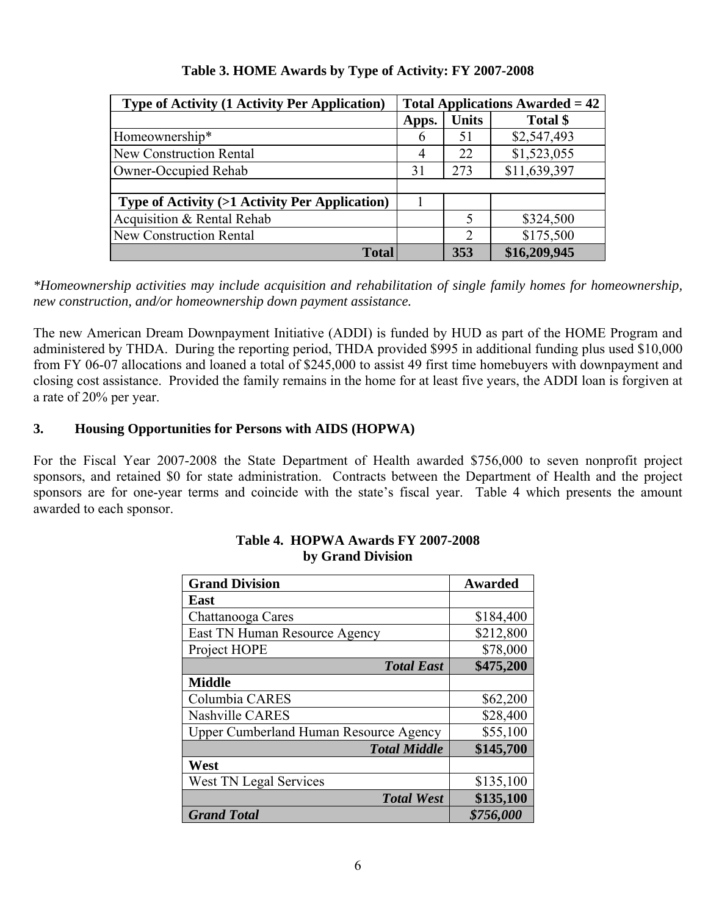**Table 3. HOME Awards by Type of Activity: FY 2007-2008**

| Type of Activity (1 Activity Per Application) | Total Applications Awarded = 42 | | |
|---|---|---|---|
| | Apps. | Units | Total $ |
| Homeownership* | 6 | 51 | $2,547,493 |
| New Construction Rental | 4 | 22 | $1,523,055 |
| Owner-Occupied Rehab | 31 | 273 | $11,639,397 |
| | | | |
| **Type of Activity (>1 Activity Per Application)** | 1 | | |
| Acquisition & Rental Rehab | | 5 | $324,500 |
| New Construction Rental | | 2 | $175,500 |
| **Total** | | **353** | **$16,209,945** |

*\*Homeownership activities may include acquisition and rehabilitation of single family homes for homeownership, new construction, and/or homeownership down payment assistance.*

The new American Dream Downpayment Initiative (ADDI) is funded by HUD as part of the HOME Program and administered by THDA. During the reporting period, THDA provided $995 in additional funding plus used $10,000 from FY 06-07 allocations and loaned a total of $245,000 to assist 49 first time homebuyers with downpayment and closing cost assistance. Provided the family remains in the home for at least five years, the ADDI loan is forgiven at a rate of 20% per year.

### 3. Housing Opportunities for Persons with AIDS (HOPWA)

For the Fiscal Year 2007-2008 the State Department of Health awarded $756,000 to seven nonprofit project sponsors, and retained $0 for state administration. Contracts between the Department of Health and the project sponsors are for one-year terms and coincide with the state's fiscal year. Table 4 which presents the amount awarded to each sponsor.

**Table 4. HOPWA Awards FY 2007-2008 by Grand Division**

| Grand Division | Awarded |
|---|---|
| **East** | |
| Chattanooga Cares | $184,400 |
| East TN Human Resource Agency | $212,800 |
| Project HOPE | $78,000 |
| ***Total East*** | **$475,200** |
| **Middle** | |
| Columbia CARES | $62,200 |
| Nashville CARES | $28,400 |
| Upper Cumberland Human Resource Agency | $55,100 |
| ***Total Middle*** | **$145,700** |
| **West** | |
| West TN Legal Services | $135,100 |
| ***Total West*** | **$135,100** |
| ***Grand Total*** | ***$756,000*** |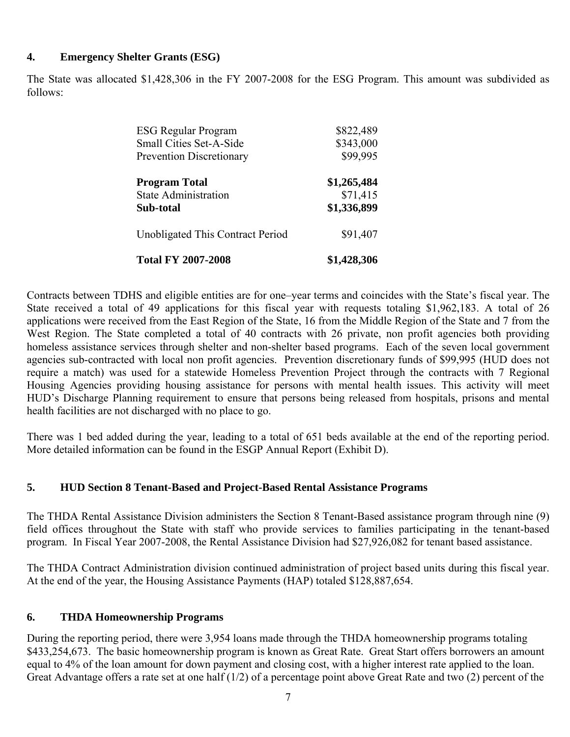### 4. Emergency Shelter Grants (ESG)

The State was allocated $1,428,306 in the FY 2007-2008 for the ESG Program. This amount was subdivided as follows:

| | |
|---|---:|
| ESG Regular Program | $822,489 |
| Small Cities Set-A-Side | $343,000 |
| Prevention Discretionary | $99,995 |
| **Program Total** | **$1,265,484** |
| State Administration | $71,415 |
| **Sub-total** | **$1,336,899** |
| Unobligated This Contract Period | $91,407 |
| **Total FY 2007-2008** | **$1,428,306** |

Contracts between TDHS and eligible entities are for one–year terms and coincides with the State's fiscal year. The State received a total of 49 applications for this fiscal year with requests totaling $1,962,183. A total of 26 applications were received from the East Region of the State, 16 from the Middle Region of the State and 7 from the West Region. The State completed a total of 40 contracts with 26 private, non profit agencies both providing homeless assistance services through shelter and non-shelter based programs. Each of the seven local government agencies sub-contracted with local non profit agencies. Prevention discretionary funds of $99,995 (HUD does not require a match) was used for a statewide Homeless Prevention Project through the contracts with 7 Regional Housing Agencies providing housing assistance for persons with mental health issues. This activity will meet HUD's Discharge Planning requirement to ensure that persons being released from hospitals, prisons and mental health facilities are not discharged with no place to go.

There was 1 bed added during the year, leading to a total of 651 beds available at the end of the reporting period. More detailed information can be found in the ESGP Annual Report (Exhibit D).

### 5. HUD Section 8 Tenant-Based and Project-Based Rental Assistance Programs

The THDA Rental Assistance Division administers the Section 8 Tenant-Based assistance program through nine (9) field offices throughout the State with staff who provide services to families participating in the tenant-based program. In Fiscal Year 2007-2008, the Rental Assistance Division had $27,926,082 for tenant based assistance.

The THDA Contract Administration division continued administration of project based units during this fiscal year. At the end of the year, the Housing Assistance Payments (HAP) totaled $128,887,654.

### 6. THDA Homeownership Programs

During the reporting period, there were 3,954 loans made through the THDA homeownership programs totaling $433,254,673. The basic homeownership program is known as Great Rate. Great Start offers borrowers an amount equal to 4% of the loan amount for down payment and closing cost, with a higher interest rate applied to the loan. Great Advantage offers a rate set at one half (1/2) of a percentage point above Great Rate and two (2) percent of the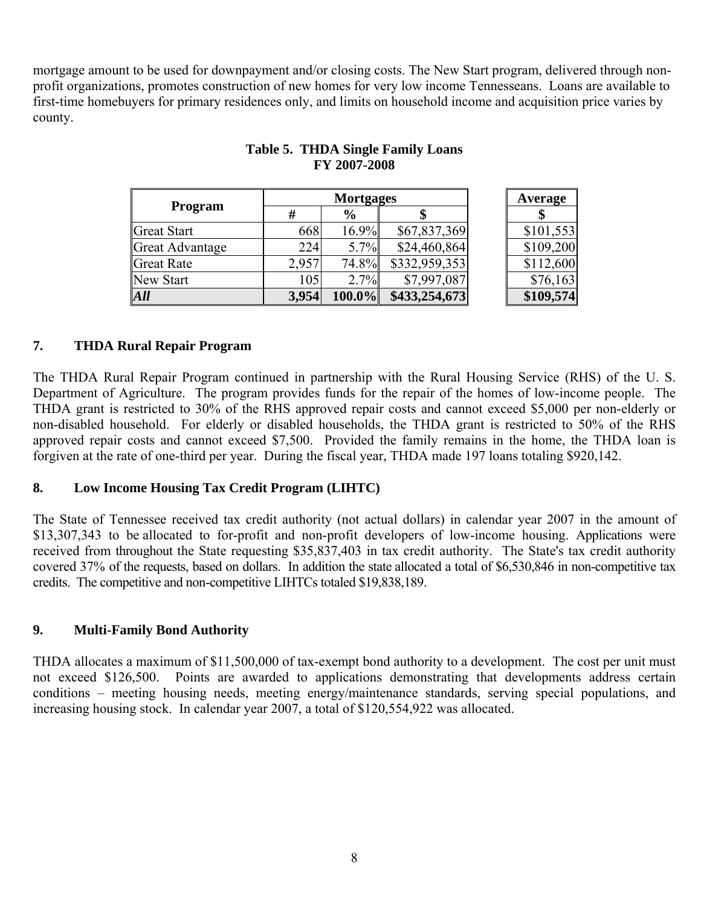mortgage amount to be used for downpayment and/or closing costs. The New Start program, delivered through non-profit organizations, promotes construction of new homes for very low income Tennesseans. Loans are available to first-time homebuyers for primary residences only, and limits on household income and acquisition price varies by county.

**Table 5. THDA Single Family Loans**
**FY 2007-2008**

| Program | Mortgages | | | Average |
|---|---|---|---|---|
| | # | % | $ | $ |
| Great Start | 668 | 16.9% | $67,837,369 | $101,553 |
| Great Advantage | 224 | 5.7% | $24,460,864 | $109,200 |
| Great Rate | 2,957 | 74.8% | $332,959,353 | $112,600 |
| New Start | 105 | 2.7% | $7,997,087 | $76,163 |
| ***All*** | **3,954** | **100.0%** | **$433,254,673** | **$109,574** |

## 7. THDA Rural Repair Program

The THDA Rural Repair Program continued in partnership with the Rural Housing Service (RHS) of the U. S. Department of Agriculture. The program provides funds for the repair of the homes of low-income people. The THDA grant is restricted to 30% of the RHS approved repair costs and cannot exceed $5,000 per non-elderly or non-disabled household. For elderly or disabled households, the THDA grant is restricted to 50% of the RHS approved repair costs and cannot exceed $7,500. Provided the family remains in the home, the THDA loan is forgiven at the rate of one-third per year. During the fiscal year, THDA made 197 loans totaling $920,142.

## 8. Low Income Housing Tax Credit Program (LIHTC)

The State of Tennessee received tax credit authority (not actual dollars) in calendar year 2007 in the amount of $13,307,343 to be allocated to for-profit and non-profit developers of low-income housing. Applications were received from throughout the State requesting $35,837,403 in tax credit authority. The State's tax credit authority covered 37% of the requests, based on dollars. In addition the state allocated a total of $6,530,846 in non-competitive tax credits. The competitive and non-competitive LIHTCs totaled $19,838,189.

## 9. Multi-Family Bond Authority

THDA allocates a maximum of $11,500,000 of tax-exempt bond authority to a development. The cost per unit must not exceed $126,500. Points are awarded to applications demonstrating that developments address certain conditions – meeting housing needs, meeting energy/maintenance standards, serving special populations, and increasing housing stock. In calendar year 2007, a total of $120,554,922 was allocated.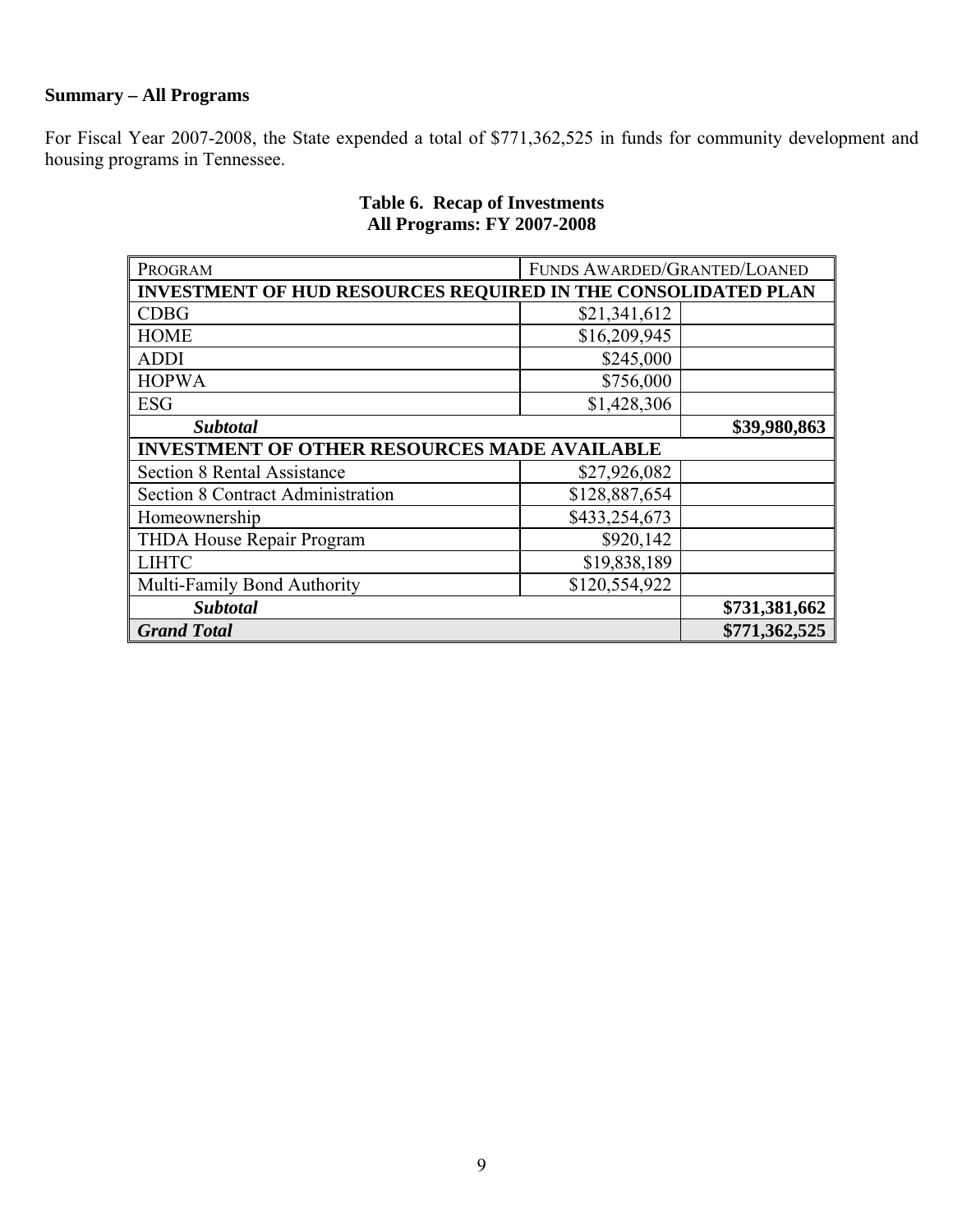**Summary – All Programs**

For Fiscal Year 2007-2008, the State expended a total of $771,362,525 in funds for community development and housing programs in Tennessee.

**Table 6. Recap of Investments**
**All Programs: FY 2007-2008**

| PROGRAM | FUNDS AWARDED/GRANTED/LOANED | |
|---|---|---|
| **INVESTMENT OF HUD RESOURCES REQUIRED IN THE CONSOLIDATED PLAN** | | |
| CDBG | $21,341,612 | |
| HOME | $16,209,945 | |
| ADDI | $245,000 | |
| HOPWA | $756,000 | |
| ESG | $1,428,306 | |
| ***Subtotal*** | | **$39,980,863** |
| **INVESTMENT OF OTHER RESOURCES MADE AVAILABLE** | | |
| Section 8 Rental Assistance | $27,926,082 | |
| Section 8 Contract Administration | $128,887,654 | |
| Homeownership | $433,254,673 | |
| THDA House Repair Program | $920,142 | |
| LIHTC | $19,838,189 | |
| Multi-Family Bond Authority | $120,554,922 | |
| ***Subtotal*** | | **$731,381,662** |
| ***Grand Total*** | | **$771,362,525** |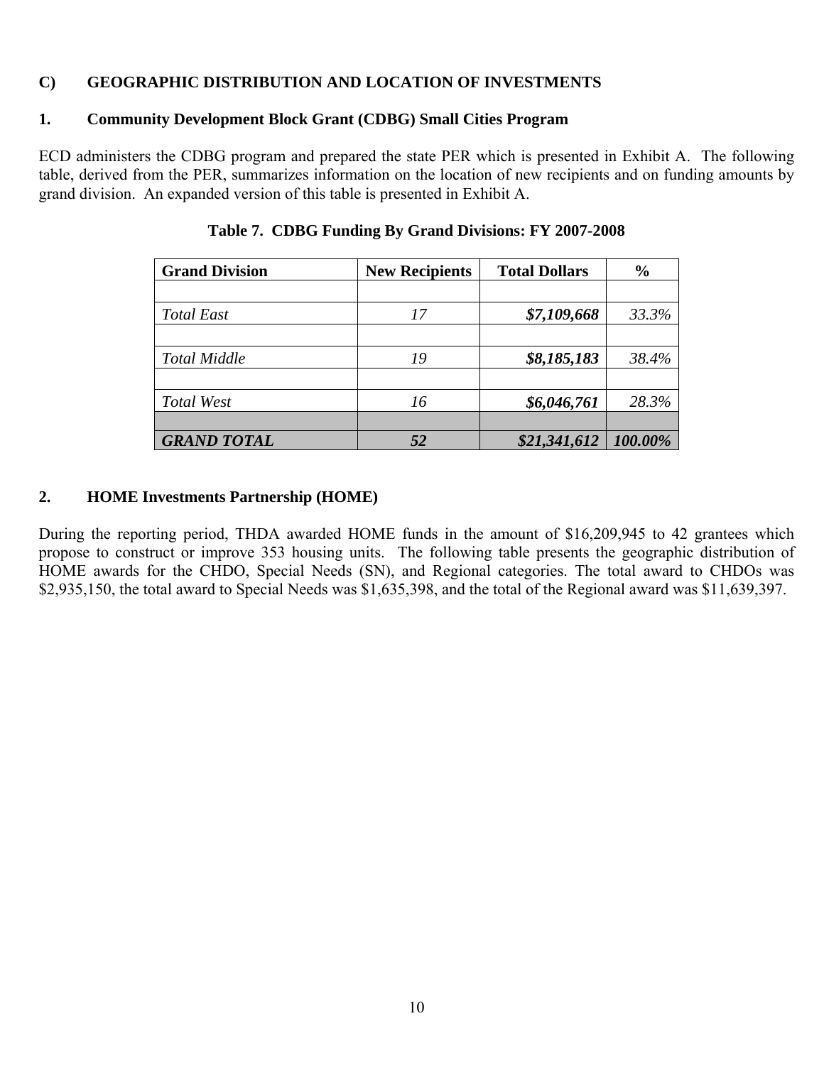## C) GEOGRAPHIC DISTRIBUTION AND LOCATION OF INVESTMENTS

### 1. Community Development Block Grant (CDBG) Small Cities Program

ECD administers the CDBG program and prepared the state PER which is presented in Exhibit A. The following table, derived from the PER, summarizes information on the location of new recipients and on funding amounts by grand division. An expanded version of this table is presented in Exhibit A.

**Table 7. CDBG Funding By Grand Divisions: FY 2007-2008**

| Grand Division | New Recipients | Total Dollars | % |
|---|---|---|---|
| | | | |
| *Total East* | *17* | ***$7,109,668*** | *33.3%* |
| | | | |
| *Total Middle* | *19* | ***$8,185,183*** | *38.4%* |
| | | | |
| *Total West* | *16* | ***$6,046,761*** | *28.3%* |
| | | | |
| ***GRAND TOTAL*** | ***52*** | ***$21,341,612*** | ***100.00%*** |

### 2. HOME Investments Partnership (HOME)

During the reporting period, THDA awarded HOME funds in the amount of $16,209,945 to 42 grantees which propose to construct or improve 353 housing units. The following table presents the geographic distribution of HOME awards for the CHDO, Special Needs (SN), and Regional categories. The total award to CHDOs was $2,935,150, the total award to Special Needs was $1,635,398, and the total of the Regional award was $11,639,397.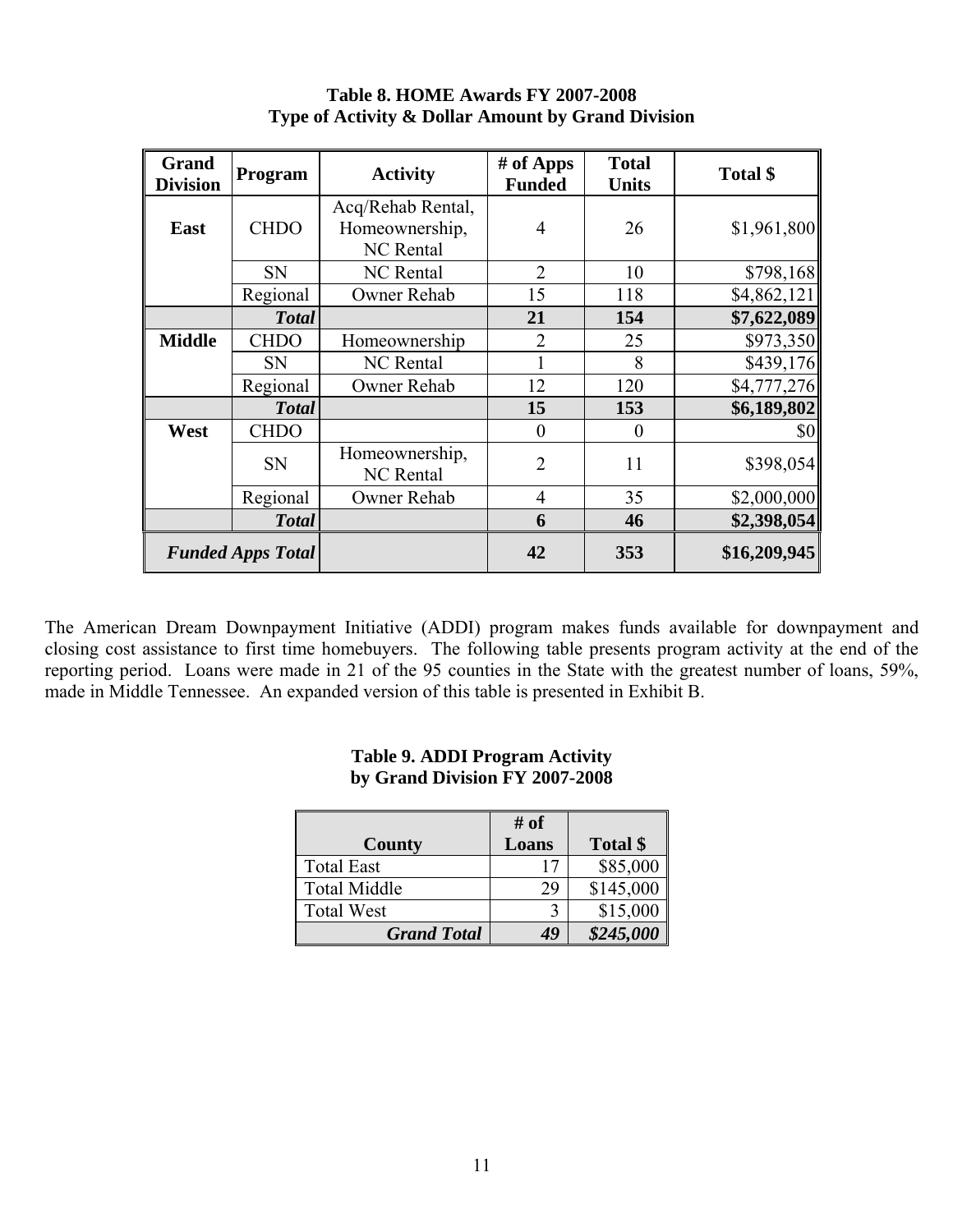**Table 8. HOME Awards FY 2007-2008**
**Type of Activity & Dollar Amount by Grand Division**

| Grand Division | Program | Activity | # of Apps Funded | Total Units | Total $ |
|---|---|---|---|---|---|
| **East** | CHDO | Acq/Rehab Rental, Homeownership, NC Rental | 4 | 26 | $1,961,800 |
| | SN | NC Rental | 2 | 10 | $798,168 |
| | Regional | Owner Rehab | 15 | 118 | $4,862,121 |
| | ***Total*** | | **21** | **154** | **$7,622,089** |
| **Middle** | CHDO | Homeownership | 2 | 25 | $973,350 |
| | SN | NC Rental | 1 | 8 | $439,176 |
| | Regional | Owner Rehab | 12 | 120 | $4,777,276 |
| | ***Total*** | | **15** | **153** | **$6,189,802** |
| **West** | CHDO | | 0 | 0 | $0 |
| | SN | Homeownership, NC Rental | 2 | 11 | $398,054 |
| | Regional | Owner Rehab | 4 | 35 | $2,000,000 |
| | ***Total*** | | **6** | **46** | **$2,398,054** |
| ***Funded Apps Total*** | | | **42** | **353** | **$16,209,945** |

The American Dream Downpayment Initiative (ADDI) program makes funds available for downpayment and closing cost assistance to first time homebuyers. The following table presents program activity at the end of the reporting period. Loans were made in 21 of the 95 counties in the State with the greatest number of loans, 59%, made in Middle Tennessee. An expanded version of this table is presented in Exhibit B.

**Table 9. ADDI Program Activity**
**by Grand Division FY 2007-2008**

| County | # of Loans | Total $ |
|---|---|---|
| Total East | 17 | $85,000 |
| Total Middle | 29 | $145,000 |
| Total West | 3 | $15,000 |
| ***Grand Total*** | ***49*** | ***$245,000*** |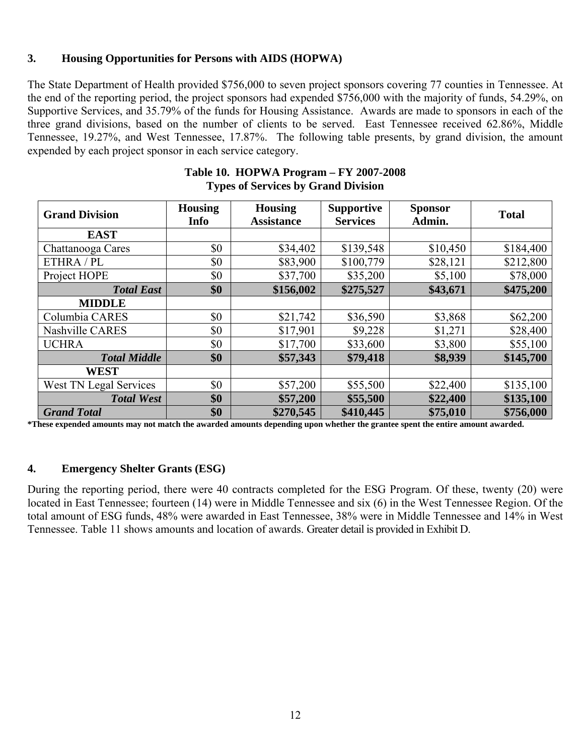### 3. Housing Opportunities for Persons with AIDS (HOPWA)

The State Department of Health provided $756,000 to seven project sponsors covering 77 counties in Tennessee. At the end of the reporting period, the project sponsors had expended $756,000 with the majority of funds, 54.29%, on Supportive Services, and 35.79% of the funds for Housing Assistance. Awards are made to sponsors in each of the three grand divisions, based on the number of clients to be served. East Tennessee received 62.86%, Middle Tennessee, 19.27%, and West Tennessee, 17.87%. The following table presents, by grand division, the amount expended by each project sponsor in each service category.

**Table 10. HOPWA Program – FY 2007-2008**
**Types of Services by Grand Division**

| Grand Division | Housing Info | Housing Assistance | Supportive Services | Sponsor Admin. | Total |
|---|---|---|---|---|---|
| **EAST** | | | | | |
| Chattanooga Cares | $0 | $34,402 | $139,548 | $10,450 | $184,400 |
| ETHRA / PL | $0 | $83,900 | $100,779 | $28,121 | $212,800 |
| Project HOPE | $0 | $37,700 | $35,200 | $5,100 | $78,000 |
| ***Total East*** | **$0** | **$156,002** | **$275,527** | **$43,671** | **$475,200** |
| **MIDDLE** | | | | | |
| Columbia CARES | $0 | $21,742 | $36,590 | $3,868 | $62,200 |
| Nashville CARES | $0 | $17,901 | $9,228 | $1,271 | $28,400 |
| UCHRA | $0 | $17,700 | $33,600 | $3,800 | $55,100 |
| ***Total Middle*** | **$0** | **$57,343** | **$79,418** | **$8,939** | **$145,700** |
| **WEST** | | | | | |
| West TN Legal Services | $0 | $57,200 | $55,500 | $22,400 | $135,100 |
| ***Total West*** | **$0** | **$57,200** | **$55,500** | **$22,400** | **$135,100** |
| ***Grand Total*** | **$0** | **$270,545** | **$410,445** | **$75,010** | **$756,000** |

***These expended amounts may not match the awarded amounts depending upon whether the grantee spent the entire amount awarded.**

### 4. Emergency Shelter Grants (ESG)

During the reporting period, there were 40 contracts completed for the ESG Program. Of these, twenty (20) were located in East Tennessee; fourteen (14) were in Middle Tennessee and six (6) in the West Tennessee Region. Of the total amount of ESG funds, 48% were awarded in East Tennessee, 38% were in Middle Tennessee and 14% in West Tennessee. Table 11 shows amounts and location of awards. Greater detail is provided in Exhibit D.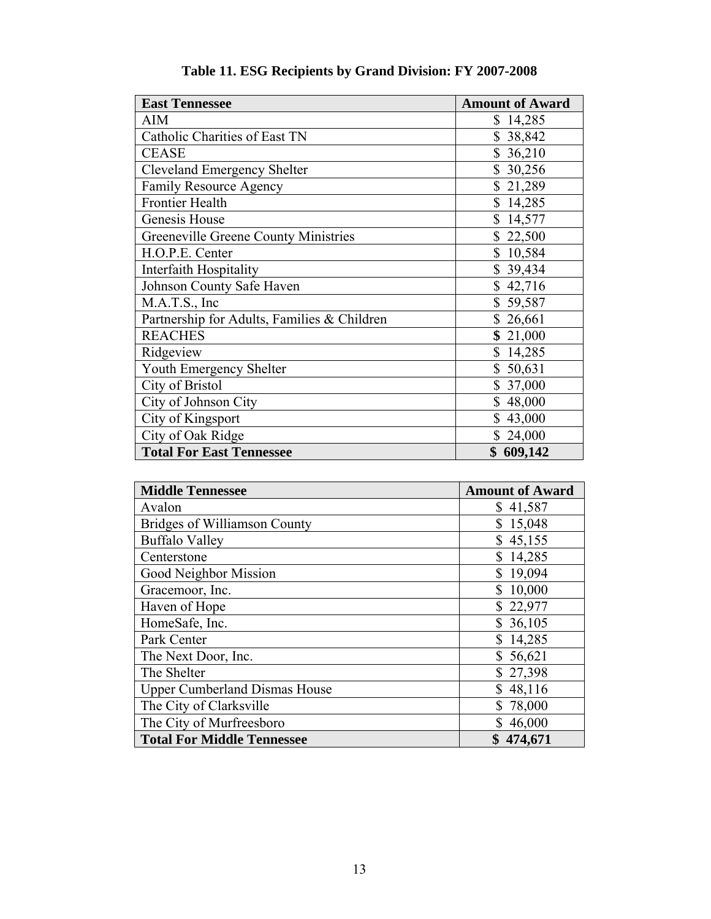**Table 11. ESG Recipients by Grand Division: FY 2007-2008**

| **East Tennessee** | **Amount of Award** |
|---|---|
| AIM | $ 14,285 |
| Catholic Charities of East TN | $ 38,842 |
| CEASE | $ 36,210 |
| Cleveland Emergency Shelter | $ 30,256 |
| Family Resource Agency | $ 21,289 |
| Frontier Health | $ 14,285 |
| Genesis House | $ 14,577 |
| Greeneville Greene County Ministries | $ 22,500 |
| H.O.P.E. Center | $ 10,584 |
| Interfaith Hospitality | $ 39,434 |
| Johnson County Safe Haven | $ 42,716 |
| M.A.T.S., Inc | $ 59,587 |
| Partnership for Adults, Families & Children | $ 26,661 |
| REACHES | $ 21,000 |
| Ridgeview | $ 14,285 |
| Youth Emergency Shelter | $ 50,631 |
| City of Bristol | $ 37,000 |
| City of Johnson City | $ 48,000 |
| City of Kingsport | $ 43,000 |
| City of Oak Ridge | $ 24,000 |
| **Total For East Tennessee** | **$ 609,142** |

| **Middle Tennessee** | **Amount of Award** |
|---|---|
| Avalon | $ 41,587 |
| Bridges of Williamson County | $ 15,048 |
| Buffalo Valley | $ 45,155 |
| Centerstone | $ 14,285 |
| Good Neighbor Mission | $ 19,094 |
| Gracemoor, Inc. | $ 10,000 |
| Haven of Hope | $ 22,977 |
| HomeSafe, Inc. | $ 36,105 |
| Park Center | $ 14,285 |
| The Next Door, Inc. | $ 56,621 |
| The Shelter | $ 27,398 |
| Upper Cumberland Dismas House | $ 48,116 |
| The City of Clarksville | $ 78,000 |
| The City of Murfreesboro | $ 46,000 |
| **Total For Middle Tennessee** | **$ 474,671** |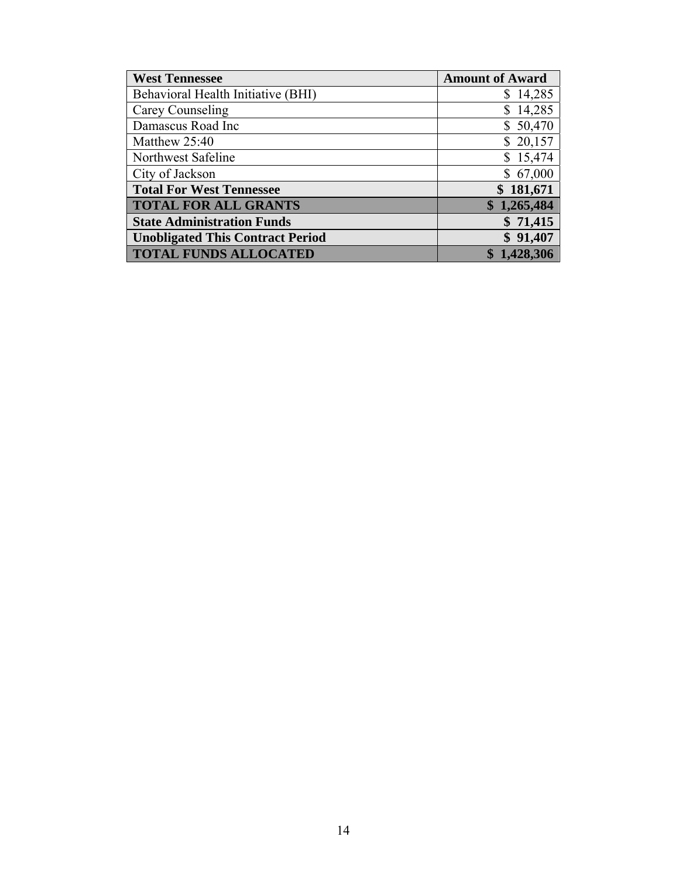| West Tennessee | Amount of Award |
| --- | --- |
| Behavioral Health Initiative (BHI) | $ 14,285 |
| Carey Counseling | $ 14,285 |
| Damascus Road Inc | $ 50,470 |
| Matthew 25:40 | $ 20,157 |
| Northwest Safeline | $ 15,474 |
| City of Jackson | $ 67,000 |
| **Total For West Tennessee** | **$ 181,671** |
| **TOTAL FOR ALL GRANTS** | **$ 1,265,484** |
| **State Administration Funds** | **$ 71,415** |
| **Unobligated This Contract Period** | **$ 91,407** |
| **TOTAL FUNDS ALLOCATED** | **$ 1,428,306** |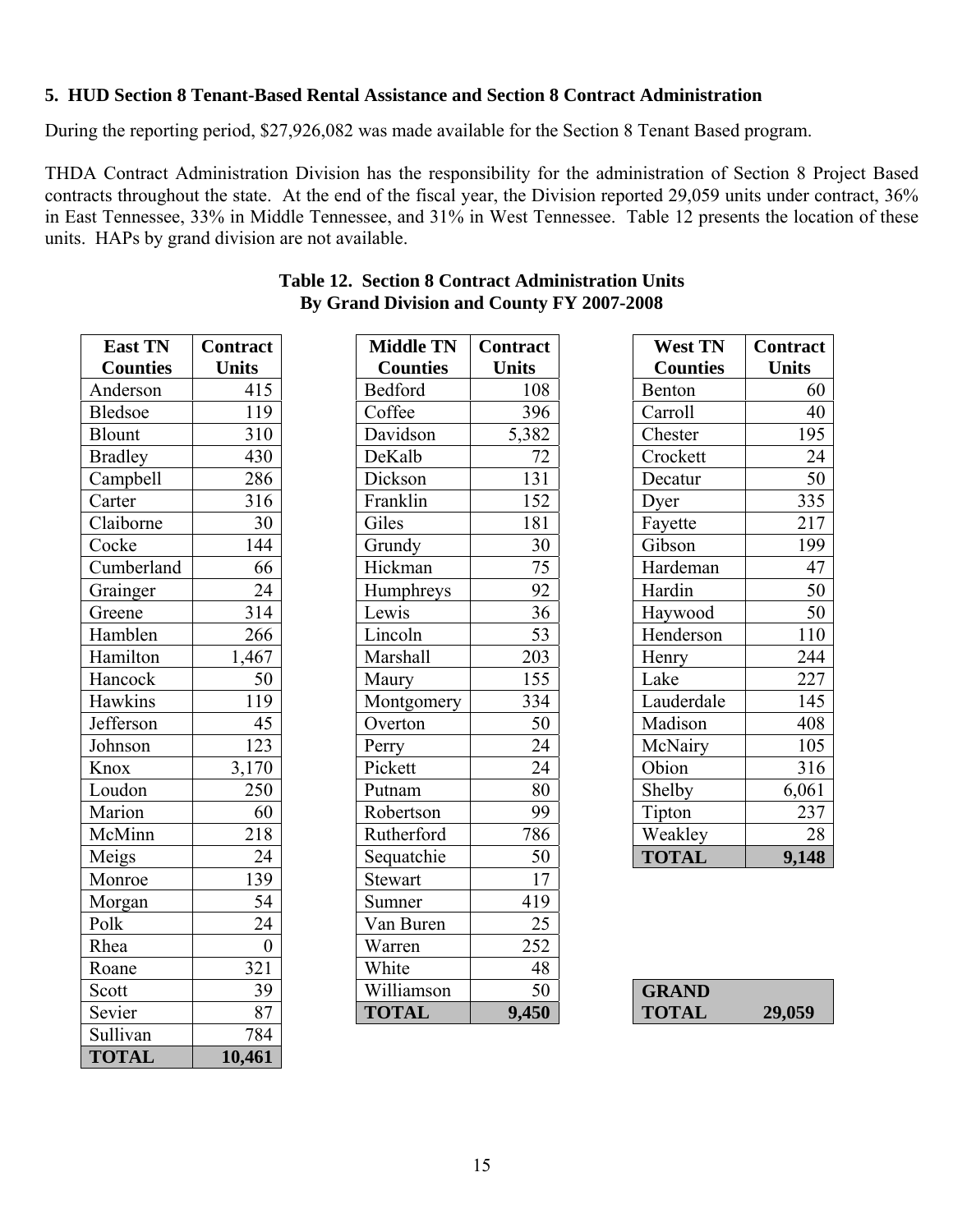### 5. HUD Section 8 Tenant-Based Rental Assistance and Section 8 Contract Administration

During the reporting period, $27,926,082 was made available for the Section 8 Tenant Based program.

THDA Contract Administration Division has the responsibility for the administration of Section 8 Project Based contracts throughout the state. At the end of the fiscal year, the Division reported 29,059 units under contract, 36% in East Tennessee, 33% in Middle Tennessee, and 31% in West Tennessee. Table 12 presents the location of these units. HAPs by grand division are not available.

**Table 12. Section 8 Contract Administration Units By Grand Division and County FY 2007-2008**

| East TN Counties | Contract Units |
|---|---|
| Anderson | 415 |
| Bledsoe | 119 |
| Blount | 310 |
| Bradley | 430 |
| Campbell | 286 |
| Carter | 316 |
| Claiborne | 30 |
| Cocke | 144 |
| Cumberland | 66 |
| Grainger | 24 |
| Greene | 314 |
| Hamblen | 266 |
| Hamilton | 1,467 |
| Hancock | 50 |
| Hawkins | 119 |
| Jefferson | 45 |
| Johnson | 123 |
| Knox | 3,170 |
| Loudon | 250 |
| Marion | 60 |
| McMinn | 218 |
| Meigs | 24 |
| Monroe | 139 |
| Morgan | 54 |
| Polk | 24 |
| Rhea | 0 |
| Roane | 321 |
| Scott | 39 |
| Sevier | 87 |
| Sullivan | 784 |
| **TOTAL** | **10,461** |

| Middle TN Counties | Contract Units |
|---|---|
| Bedford | 108 |
| Coffee | 396 |
| Davidson | 5,382 |
| DeKalb | 72 |
| Dickson | 131 |
| Franklin | 152 |
| Giles | 181 |
| Grundy | 30 |
| Hickman | 75 |
| Humphreys | 92 |
| Lewis | 36 |
| Lincoln | 53 |
| Marshall | 203 |
| Maury | 155 |
| Montgomery | 334 |
| Overton | 50 |
| Perry | 24 |
| Pickett | 24 |
| Putnam | 80 |
| Robertson | 99 |
| Rutherford | 786 |
| Sequatchie | 50 |
| Stewart | 17 |
| Sumner | 419 |
| Van Buren | 25 |
| Warren | 252 |
| White | 48 |
| Williamson | 50 |
| **TOTAL** | **9,450** |

| West TN Counties | Contract Units |
|---|---|
| Benton | 60 |
| Carroll | 40 |
| Chester | 195 |
| Crockett | 24 |
| Decatur | 50 |
| Dyer | 335 |
| Fayette | 217 |
| Gibson | 199 |
| Hardeman | 47 |
| Hardin | 50 |
| Haywood | 50 |
| Henderson | 110 |
| Henry | 244 |
| Lake | 227 |
| Lauderdale | 145 |
| Madison | 408 |
| McNairy | 105 |
| Obion | 316 |
| Shelby | 6,061 |
| Tipton | 237 |
| Weakley | 28 |
| **TOTAL** | **9,148** |

| **GRAND TOTAL** | **29,059** |
|---|---|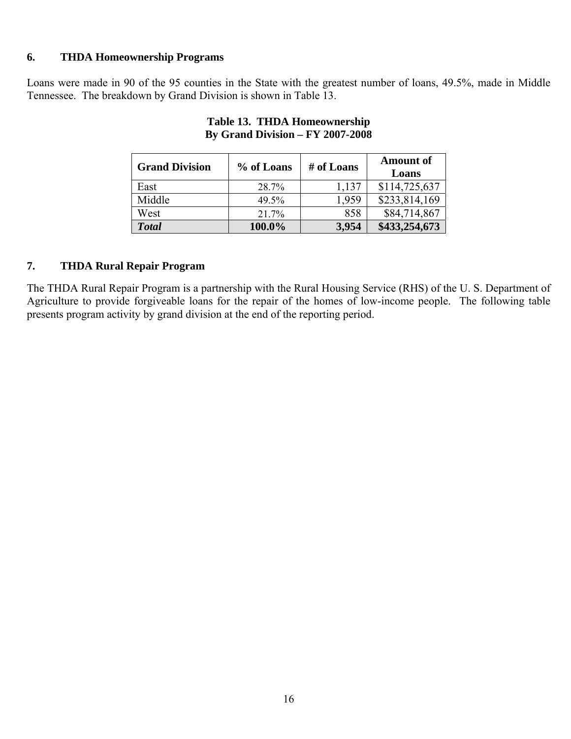## 6. THDA Homeownership Programs

Loans were made in 90 of the 95 counties in the State with the greatest number of loans, 49.5%, made in Middle Tennessee. The breakdown by Grand Division is shown in Table 13.

**Table 13. THDA Homeownership By Grand Division – FY 2007-2008**

| Grand Division | % of Loans | # of Loans | Amount of Loans |
|---|---|---|---|
| East | 28.7% | 1,137 | $114,725,637 |
| Middle | 49.5% | 1,959 | $233,814,169 |
| West | 21.7% | 858 | $84,714,867 |
| ***Total*** | **100.0%** | **3,954** | **$433,254,673** |

## 7. THDA Rural Repair Program

The THDA Rural Repair Program is a partnership with the Rural Housing Service (RHS) of the U. S. Department of Agriculture to provide forgiveable loans for the repair of the homes of low-income people. The following table presents program activity by grand division at the end of the reporting period.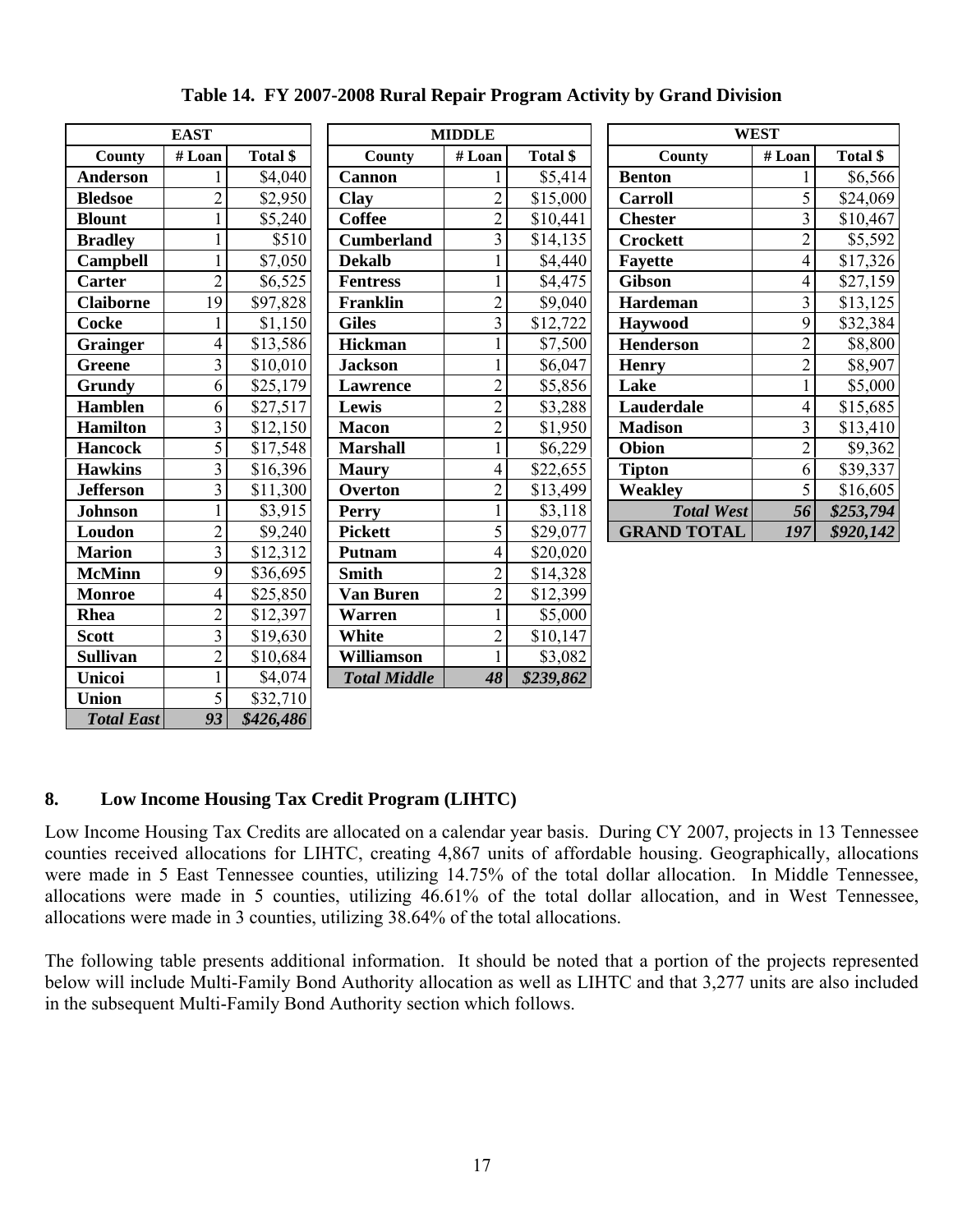**Table 14. FY 2007-2008 Rural Repair Program Activity by Grand Division**

| EAST | | |
|---|---|---|
| County | # Loan | Total $ |
| Anderson | 1 | $4,040 |
| Bledsoe | 2 | $2,950 |
| Blount | 1 | $5,240 |
| Bradley | 1 | $510 |
| Campbell | 1 | $7,050 |
| Carter | 2 | $6,525 |
| Claiborne | 19 | $97,828 |
| Cocke | 1 | $1,150 |
| Grainger | 4 | $13,586 |
| Greene | 3 | $10,010 |
| Grundy | 6 | $25,179 |
| Hamblen | 6 | $27,517 |
| Hamilton | 3 | $12,150 |
| Hancock | 5 | $17,548 |
| Hawkins | 3 | $16,396 |
| Jefferson | 3 | $11,300 |
| Johnson | 1 | $3,915 |
| Loudon | 2 | $9,240 |
| Marion | 3 | $12,312 |
| McMinn | 9 | $36,695 |
| Monroe | 4 | $25,850 |
| Rhea | 2 | $12,397 |
| Scott | 3 | $19,630 |
| Sullivan | 2 | $10,684 |
| Unicoi | 1 | $4,074 |
| Union | 5 | $32,710 |
| *Total East* | *93* | *$426,486* |

| MIDDLE | | |
|---|---|---|
| County | # Loan | Total $ |
| Cannon | 1 | $5,414 |
| Clay | 2 | $15,000 |
| Coffee | 2 | $10,441 |
| Cumberland | 3 | $14,135 |
| Dekalb | 1 | $4,440 |
| Fentress | 1 | $4,475 |
| Franklin | 2 | $9,040 |
| Giles | 3 | $12,722 |
| Hickman | 1 | $7,500 |
| Jackson | 1 | $6,047 |
| Lawrence | 2 | $5,856 |
| Lewis | 2 | $3,288 |
| Macon | 2 | $1,950 |
| Marshall | 1 | $6,229 |
| Maury | 4 | $22,655 |
| Overton | 2 | $13,499 |
| Perry | 1 | $3,118 |
| Pickett | 5 | $29,077 |
| Putnam | 4 | $20,020 |
| Smith | 2 | $14,328 |
| Van Buren | 2 | $12,399 |
| Warren | 1 | $5,000 |
| White | 2 | $10,147 |
| Williamson | 1 | $3,082 |
| *Total Middle* | *48* | *$239,862* |

| WEST | | |
|---|---|---|
| County | # Loan | Total $ |
| Benton | 1 | $6,566 |
| Carroll | 5 | $24,069 |
| Chester | 3 | $10,467 |
| Crockett | 2 | $5,592 |
| Fayette | 4 | $17,326 |
| Gibson | 4 | $27,159 |
| Hardeman | 3 | $13,125 |
| Haywood | 9 | $32,384 |
| Henderson | 2 | $8,800 |
| Henry | 2 | $8,907 |
| Lake | 1 | $5,000 |
| Lauderdale | 4 | $15,685 |
| Madison | 3 | $13,410 |
| Obion | 2 | $9,362 |
| Tipton | 6 | $39,337 |
| Weakley | 5 | $16,605 |
| *Total West* | *56* | *$253,794* |
| **GRAND TOTAL** | ***197*** | ***$920,142*** |

## 8. Low Income Housing Tax Credit Program (LIHTC)

Low Income Housing Tax Credits are allocated on a calendar year basis. During CY 2007, projects in 13 Tennessee counties received allocations for LIHTC, creating 4,867 units of affordable housing. Geographically, allocations were made in 5 East Tennessee counties, utilizing 14.75% of the total dollar allocation. In Middle Tennessee, allocations were made in 5 counties, utilizing 46.61% of the total dollar allocation, and in West Tennessee, allocations were made in 3 counties, utilizing 38.64% of the total allocations.

The following table presents additional information. It should be noted that a portion of the projects represented below will include Multi-Family Bond Authority allocation as well as LIHTC and that 3,277 units are also included in the subsequent Multi-Family Bond Authority section which follows.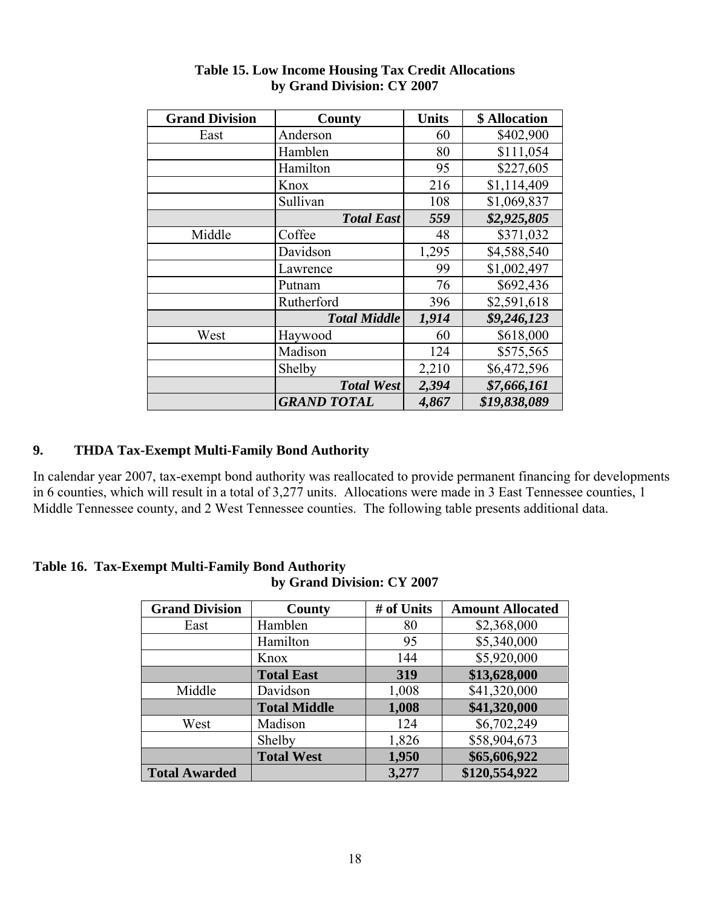**Table 15. Low Income Housing Tax Credit Allocations by Grand Division: CY 2007**

| Grand Division | County | Units | $ Allocation |
|---|---|---|---|
| East | Anderson | 60 | $402,900 |
| | Hamblen | 80 | $111,054 |
| | Hamilton | 95 | $227,605 |
| | Knox | 216 | $1,114,409 |
| | Sullivan | 108 | $1,069,837 |
| | ***Total East*** | ***559*** | ***$2,925,805*** |
| Middle | Coffee | 48 | $371,032 |
| | Davidson | 1,295 | $4,588,540 |
| | Lawrence | 99 | $1,002,497 |
| | Putnam | 76 | $692,436 |
| | Rutherford | 396 | $2,591,618 |
| | ***Total Middle*** | ***1,914*** | ***$9,246,123*** |
| West | Haywood | 60 | $618,000 |
| | Madison | 124 | $575,565 |
| | Shelby | 2,210 | $6,472,596 |
| | ***Total West*** | ***2,394*** | ***$7,666,161*** |
| | ***GRAND TOTAL*** | ***4,867*** | ***$19,838,089*** |

### 9. THDA Tax-Exempt Multi-Family Bond Authority

In calendar year 2007, tax-exempt bond authority was reallocated to provide permanent financing for developments in 6 counties, which will result in a total of 3,277 units. Allocations were made in 3 East Tennessee counties, 1 Middle Tennessee county, and 2 West Tennessee counties. The following table presents additional data.

**Table 16. Tax-Exempt Multi-Family Bond Authority by Grand Division: CY 2007**

| Grand Division | County | # of Units | Amount Allocated |
|---|---|---|---|
| East | Hamblen | 80 | $2,368,000 |
| | Hamilton | 95 | $5,340,000 |
| | Knox | 144 | $5,920,000 |
| | **Total East** | **319** | **$13,628,000** |
| Middle | Davidson | 1,008 | $41,320,000 |
| | **Total Middle** | **1,008** | **$41,320,000** |
| West | Madison | 124 | $6,702,249 |
| | Shelby | 1,826 | $58,904,673 |
| | **Total West** | **1,950** | **$65,606,922** |
| **Total Awarded** | | **3,277** | **$120,554,922** |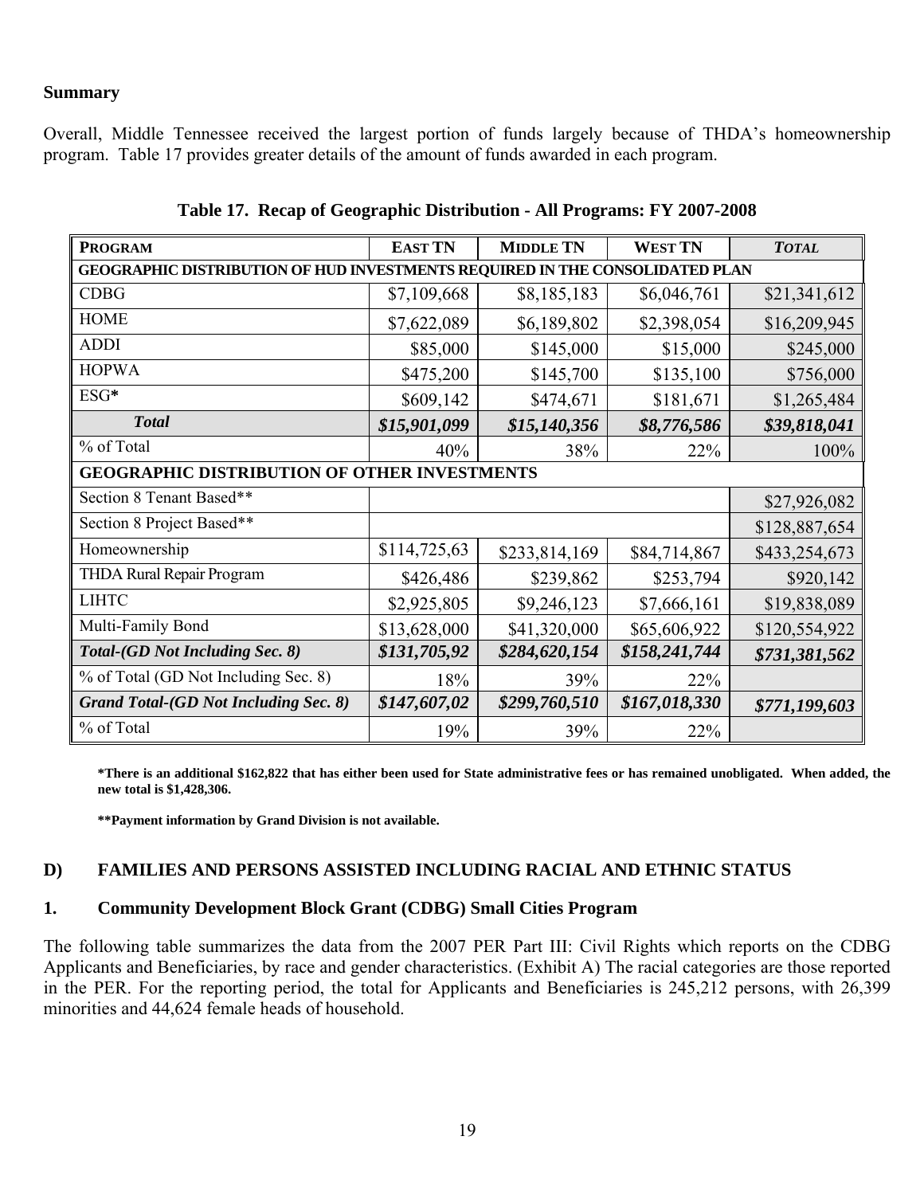**Summary**

Overall, Middle Tennessee received the largest portion of funds largely because of THDA's homeownership program. Table 17 provides greater details of the amount of funds awarded in each program.

**Table 17. Recap of Geographic Distribution - All Programs: FY 2007-2008**

| PROGRAM | EAST TN | MIDDLE TN | WEST TN | *TOTAL* |
|---|---|---|---|---|
| **GEOGRAPHIC DISTRIBUTION OF HUD INVESTMENTS REQUIRED IN THE CONSOLIDATED PLAN** | | | | |
| CDBG | $7,109,668 | $8,185,183 | $6,046,761 | $21,341,612 |
| HOME | $7,622,089 | $6,189,802 | $2,398,054 | $16,209,945 |
| ADDI | $85,000 | $145,000 | $15,000 | $245,000 |
| HOPWA | $475,200 | $145,700 | $135,100 | $756,000 |
| ESG* | $609,142 | $474,671 | $181,671 | $1,265,484 |
| ***Total*** | ***$15,901,099*** | ***$15,140,356*** | ***$8,776,586*** | ***$39,818,041*** |
| % of Total | 40% | 38% | 22% | 100% |
| **GEOGRAPHIC DISTRIBUTION OF OTHER INVESTMENTS** | | | | |
| Section 8 Tenant Based** | | | | $27,926,082 |
| Section 8 Project Based** | | | | $128,887,654 |
| Homeownership | $114,725,63 | $233,814,169 | $84,714,867 | $433,254,673 |
| THDA Rural Repair Program | $426,486 | $239,862 | $253,794 | $920,142 |
| LIHTC | $2,925,805 | $9,246,123 | $7,666,161 | $19,838,089 |
| Multi-Family Bond | $13,628,000 | $41,320,000 | $65,606,922 | $120,554,922 |
| ***Total-(GD Not Including Sec. 8)*** | ***$131,705,92*** | ***$284,620,154*** | ***$158,241,744*** | ***$731,381,562*** |
| % of Total (GD Not Including Sec. 8) | 18% | 39% | 22% | |
| ***Grand Total-(GD Not Including Sec. 8)*** | ***$147,607,02*** | ***$299,760,510*** | ***$167,018,330*** | ***$771,199,603*** |
| % of Total | 19% | 39% | 22% | |

**\*There is an additional $162,822 that has either been used for State administrative fees or has remained unobligated. When added, the new total is $1,428,306.**

**\*\*Payment information by Grand Division is not available.**

## D) FAMILIES AND PERSONS ASSISTED INCLUDING RACIAL AND ETHNIC STATUS

### 1. Community Development Block Grant (CDBG) Small Cities Program

The following table summarizes the data from the 2007 PER Part III: Civil Rights which reports on the CDBG Applicants and Beneficiaries, by race and gender characteristics. (Exhibit A) The racial categories are those reported in the PER. For the reporting period, the total for Applicants and Beneficiaries is 245,212 persons, with 26,399 minorities and 44,624 female heads of household.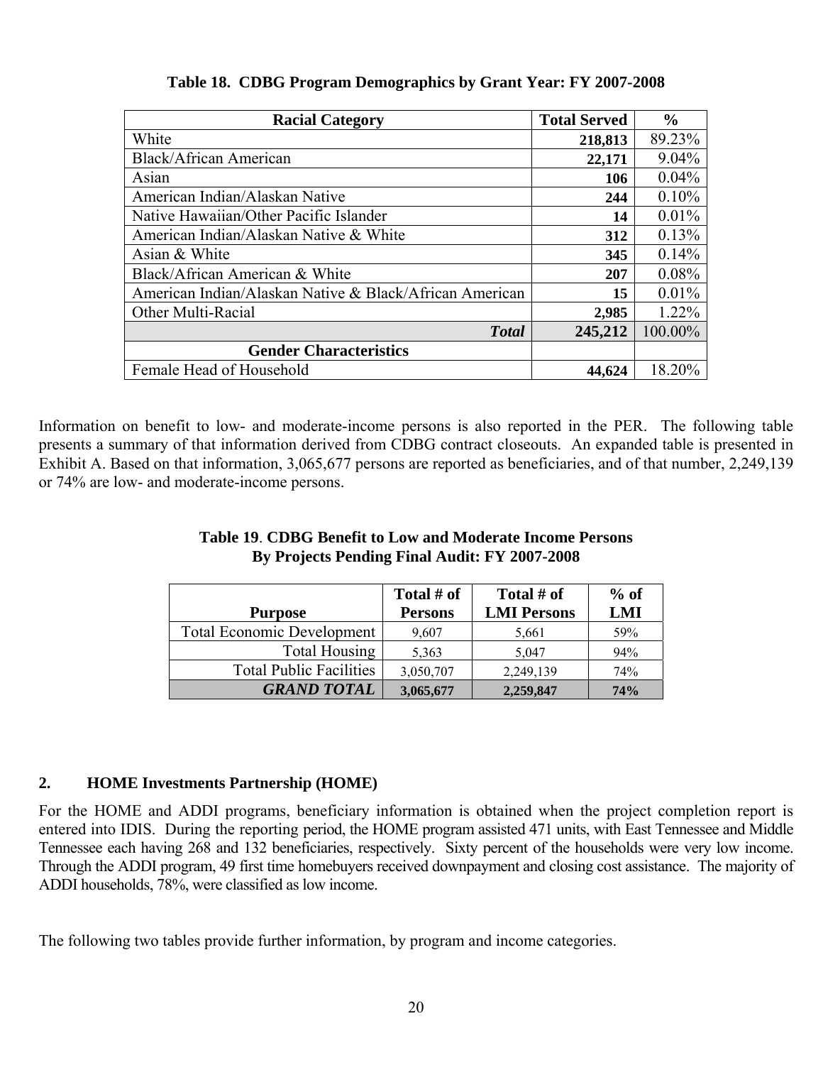**Table 18. CDBG Program Demographics by Grant Year: FY 2007-2008**

| Racial Category | Total Served | % |
|---|---|---|
| White | **218,813** | 89.23% |
| Black/African American | **22,171** | 9.04% |
| Asian | **106** | 0.04% |
| American Indian/Alaskan Native | **244** | 0.10% |
| Native Hawaiian/Other Pacific Islander | **14** | 0.01% |
| American Indian/Alaskan Native & White | **312** | 0.13% |
| Asian & White | **345** | 0.14% |
| Black/African American & White | **207** | 0.08% |
| American Indian/Alaskan Native & Black/African American | **15** | 0.01% |
| Other Multi-Racial | **2,985** | 1.22% |
| ***Total*** | **245,212** | 100.00% |
| **Gender Characteristics** | | |
| Female Head of Household | **44,624** | 18.20% |

Information on benefit to low- and moderate-income persons is also reported in the PER. The following table presents a summary of that information derived from CDBG contract closeouts. An expanded table is presented in Exhibit A. Based on that information, 3,065,677 persons are reported as beneficiaries, and of that number, 2,249,139 or 74% are low- and moderate-income persons.

**Table 19. CDBG Benefit to Low and Moderate Income Persons By Projects Pending Final Audit: FY 2007-2008**

| Purpose | Total # of Persons | Total # of LMI Persons | % of LMI |
|---|---|---|---|
| Total Economic Development | 9,607 | 5,661 | 59% |
| Total Housing | 5,363 | 5,047 | 94% |
| Total Public Facilities | 3,050,707 | 2,249,139 | 74% |
| ***GRAND TOTAL*** | **3,065,677** | **2,259,847** | **74%** |

## 2. HOME Investments Partnership (HOME)

For the HOME and ADDI programs, beneficiary information is obtained when the project completion report is entered into IDIS. During the reporting period, the HOME program assisted 471 units, with East Tennessee and Middle Tennessee each having 268 and 132 beneficiaries, respectively. Sixty percent of the households were very low income. Through the ADDI program, 49 first time homebuyers received downpayment and closing cost assistance. The majority of ADDI households, 78%, were classified as low income.

The following two tables provide further information, by program and income categories.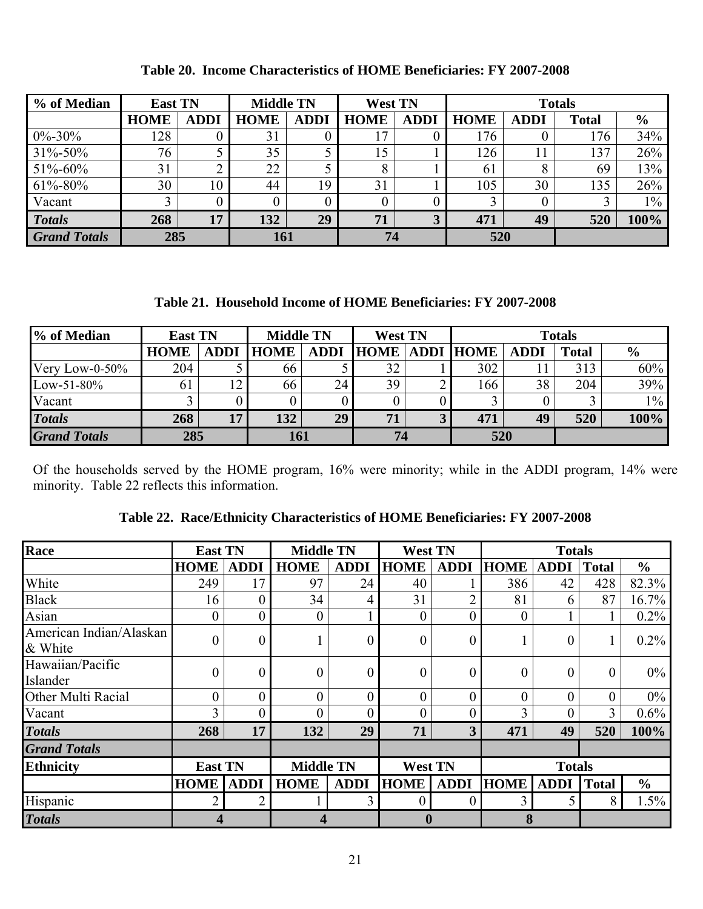**Table 20. Income Characteristics of HOME Beneficiaries: FY 2007-2008**

| % of Median | East TN | | Middle TN | | West TN | | Totals | | | |
|---|---|---|---|---|---|---|---|---|---|---|
| | HOME | ADDI | HOME | ADDI | HOME | ADDI | HOME | ADDI | Total | % |
| 0%-30% | 128 | 0 | 31 | 0 | 17 | 0 | 176 | 0 | 176 | 34% |
| 31%-50% | 76 | 5 | 35 | 5 | 15 | 1 | 126 | 11 | 137 | 26% |
| 51%-60% | 31 | 2 | 22 | 5 | 8 | 1 | 61 | 8 | 69 | 13% |
| 61%-80% | 30 | 10 | 44 | 19 | 31 | 1 | 105 | 30 | 135 | 26% |
| Vacant | 3 | 0 | 0 | 0 | 0 | 0 | 3 | 0 | 3 | 1% |
| ***Totals*** | **268** | **17** | **132** | **29** | **71** | **3** | **471** | **49** | **520** | **100%** |
| ***Grand Totals*** | **285** | | **161** | | **74** | | **520** | | | |

**Table 21. Household Income of HOME Beneficiaries: FY 2007-2008**

| % of Median | East TN | | Middle TN | | West TN | | Totals | | | |
|---|---|---|---|---|---|---|---|---|---|---|
| | HOME | ADDI | HOME | ADDI | HOME | ADDI | HOME | ADDI | Total | % |
| Very Low-0-50% | 204 | 5 | 66 | 5 | 32 | 1 | 302 | 11 | 313 | 60% |
| Low-51-80% | 61 | 12 | 66 | 24 | 39 | 2 | 166 | 38 | 204 | 39% |
| Vacant | 3 | 0 | 0 | 0 | 0 | 0 | 3 | 0 | 3 | 1% |
| ***Totals*** | **268** | **17** | **132** | **29** | **71** | **3** | **471** | **49** | **520** | **100%** |
| ***Grand Totals*** | **285** | | **161** | | **74** | | **520** | | | |

Of the households served by the HOME program, 16% were minority; while in the ADDI program, 14% were minority. Table 22 reflects this information.

**Table 22. Race/Ethnicity Characteristics of HOME Beneficiaries: FY 2007-2008**

| Race | East TN | | Middle TN | | West TN | | Totals | | | |
|---|---|---|---|---|---|---|---|---|---|---|
| | HOME | ADDI | HOME | ADDI | HOME | ADDI | HOME | ADDI | Total | % |
| White | 249 | 17 | 97 | 24 | 40 | 1 | 386 | 42 | 428 | 82.3% |
| Black | 16 | 0 | 34 | 4 | 31 | 2 | 81 | 6 | 87 | 16.7% |
| Asian | 0 | 0 | 0 | 1 | 0 | 0 | 0 | 1 | 1 | 0.2% |
| American Indian/Alaskan & White | 0 | 0 | 1 | 0 | 0 | 0 | 1 | 0 | 1 | 0.2% |
| Hawaiian/Pacific Islander | 0 | 0 | 0 | 0 | 0 | 0 | 0 | 0 | 0 | 0% |
| Other Multi Racial | 0 | 0 | 0 | 0 | 0 | 0 | 0 | 0 | 0 | 0% |
| Vacant | 3 | 0 | 0 | 0 | 0 | 0 | 3 | 0 | 3 | 0.6% |
| ***Totals*** | **268** | **17** | **132** | **29** | **71** | **3** | **471** | **49** | **520** | **100%** |
| ***Grand Totals*** | | | | | | | | | | |
| **Ethnicity** | **East TN** | | **Middle TN** | | **West TN** | | **Totals** | | | |
| | **HOME** | **ADDI** | **HOME** | **ADDI** | **HOME** | **ADDI** | **HOME** | **ADDI** | **Total** | **%** |
| Hispanic | 2 | 2 | 1 | 3 | 0 | 0 | 3 | 5 | 8 | 1.5% |
| ***Totals*** | **4** | | **4** | | **0** | | **8** | | | |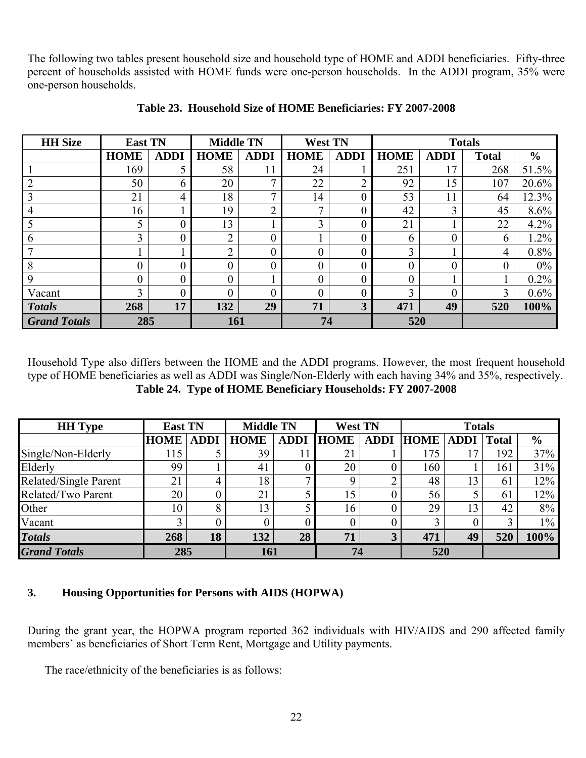The following two tables present household size and household type of HOME and ADDI beneficiaries. Fifty-three percent of households assisted with HOME funds were one-person households. In the ADDI program, 35% were one-person households.

**Table 23. Household Size of HOME Beneficiaries: FY 2007-2008**

| HH Size | East TN | | Middle TN | | West TN | | Totals | | | |
|---|---|---|---|---|---|---|---|---|---|---|
| | HOME | ADDI | HOME | ADDI | HOME | ADDI | HOME | ADDI | Total | % |
| 1 | 169 | 5 | 58 | 11 | 24 | 1 | 251 | 17 | 268 | 51.5% |
| 2 | 50 | 6 | 20 | 7 | 22 | 2 | 92 | 15 | 107 | 20.6% |
| 3 | 21 | 4 | 18 | 7 | 14 | 0 | 53 | 11 | 64 | 12.3% |
| 4 | 16 | 1 | 19 | 2 | 7 | 0 | 42 | 3 | 45 | 8.6% |
| 5 | 5 | 0 | 13 | 1 | 3 | 0 | 21 | 1 | 22 | 4.2% |
| 6 | 3 | 0 | 2 | 0 | 1 | 0 | 6 | 0 | 6 | 1.2% |
| 7 | 1 | 1 | 2 | 0 | 0 | 0 | 3 | 1 | 4 | 0.8% |
| 8 | 0 | 0 | 0 | 0 | 0 | 0 | 0 | 0 | 0 | 0% |
| 9 | 0 | 0 | 0 | 1 | 0 | 0 | 0 | 1 | 1 | 0.2% |
| Vacant | 3 | 0 | 0 | 0 | 0 | 0 | 3 | 0 | 3 | 0.6% |
| ***Totals*** | **268** | **17** | **132** | **29** | **71** | **3** | **471** | **49** | **520** | **100%** |
| ***Grand Totals*** | **285** | | **161** | | **74** | | **520** | | | |

Household Type also differs between the HOME and the ADDI programs. However, the most frequent household type of HOME beneficiaries as well as ADDI was Single/Non-Elderly with each having 34% and 35%, respectively.

**Table 24. Type of HOME Beneficiary Households: FY 2007-2008**

| HH Type | East TN | | Middle TN | | West TN | | Totals | | | |
|---|---|---|---|---|---|---|---|---|---|---|
| | HOME | ADDI | HOME | ADDI | HOME | ADDI | HOME | ADDI | Total | % |
| Single/Non-Elderly | 115 | 5 | 39 | 11 | 21 | 1 | 175 | 17 | 192 | 37% |
| Elderly | 99 | 1 | 41 | 0 | 20 | 0 | 160 | 1 | 161 | 31% |
| Related/Single Parent | 21 | 4 | 18 | 7 | 9 | 2 | 48 | 13 | 61 | 12% |
| Related/Two Parent | 20 | 0 | 21 | 5 | 15 | 0 | 56 | 5 | 61 | 12% |
| Other | 10 | 8 | 13 | 5 | 16 | 0 | 29 | 13 | 42 | 8% |
| Vacant | 3 | 0 | 0 | 0 | 0 | 0 | 3 | 0 | 3 | 1% |
| ***Totals*** | **268** | **18** | **132** | **28** | **71** | **3** | **471** | **49** | **520** | **100%** |
| ***Grand Totals*** | **285** | | **161** | | **74** | | **520** | | | |

### 3. Housing Opportunities for Persons with AIDS (HOPWA)

During the grant year, the HOPWA program reported 362 individuals with HIV/AIDS and 290 affected family members' as beneficiaries of Short Term Rent, Mortgage and Utility payments.

The race/ethnicity of the beneficiaries is as follows: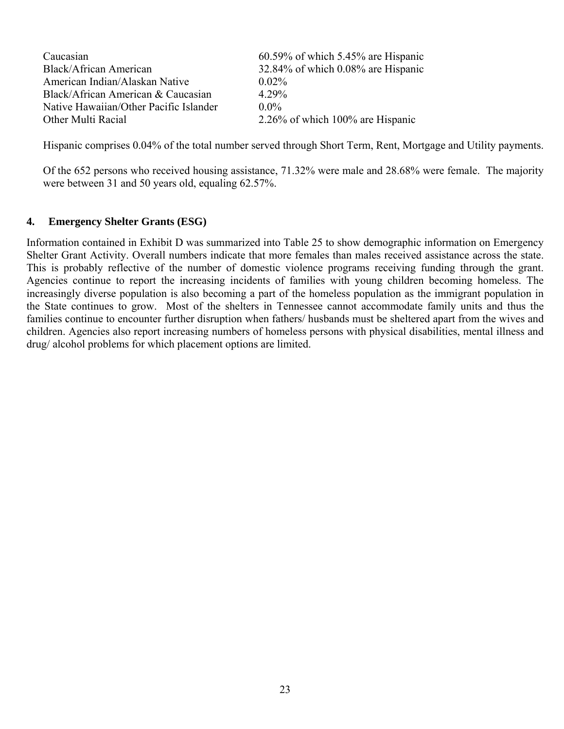| | |
|---|---|
| Caucasian | 60.59% of which 5.45% are Hispanic |
| Black/African American | 32.84% of which 0.08% are Hispanic |
| American Indian/Alaskan Native | 0.02% |
| Black/African American & Caucasian | 4.29% |
| Native Hawaiian/Other Pacific Islander | 0.0% |
| Other Multi Racial | 2.26% of which 100% are Hispanic |

Hispanic comprises 0.04% of the total number served through Short Term, Rent, Mortgage and Utility payments.

Of the 652 persons who received housing assistance, 71.32% were male and 28.68% were female. The majority were between 31 and 50 years old, equaling 62.57%.

### 4. Emergency Shelter Grants (ESG)

Information contained in Exhibit D was summarized into Table 25 to show demographic information on Emergency Shelter Grant Activity. Overall numbers indicate that more females than males received assistance across the state. This is probably reflective of the number of domestic violence programs receiving funding through the grant. Agencies continue to report the increasing incidents of families with young children becoming homeless. The increasingly diverse population is also becoming a part of the homeless population as the immigrant population in the State continues to grow. Most of the shelters in Tennessee cannot accommodate family units and thus the families continue to encounter further disruption when fathers/ husbands must be sheltered apart from the wives and children. Agencies also report increasing numbers of homeless persons with physical disabilities, mental illness and drug/ alcohol problems for which placement options are limited.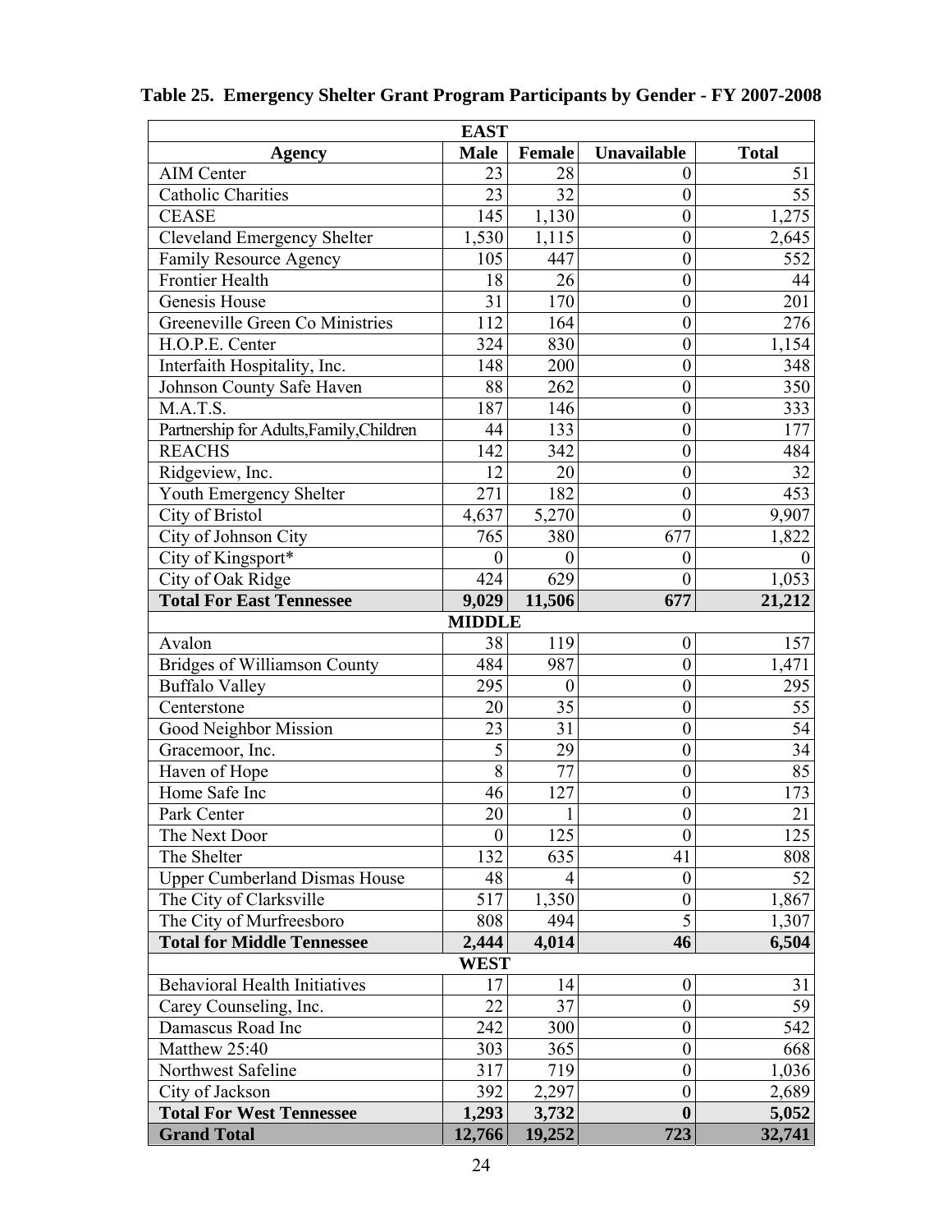**Table 25. Emergency Shelter Grant Program Participants by Gender - FY 2007-2008**

| Agency | Male | Female | Unavailable | Total |
|---|---|---|---|---|
| **EAST** | | | | |
| AIM Center | 23 | 28 | 0 | 51 |
| Catholic Charities | 23 | 32 | 0 | 55 |
| CEASE | 145 | 1,130 | 0 | 1,275 |
| Cleveland Emergency Shelter | 1,530 | 1,115 | 0 | 2,645 |
| Family Resource Agency | 105 | 447 | 0 | 552 |
| Frontier Health | 18 | 26 | 0 | 44 |
| Genesis House | 31 | 170 | 0 | 201 |
| Greeneville Green Co Ministries | 112 | 164 | 0 | 276 |
| H.O.P.E. Center | 324 | 830 | 0 | 1,154 |
| Interfaith Hospitality, Inc. | 148 | 200 | 0 | 348 |
| Johnson County Safe Haven | 88 | 262 | 0 | 350 |
| M.A.T.S. | 187 | 146 | 0 | 333 |
| Partnership for Adults,Family,Children | 44 | 133 | 0 | 177 |
| REACHS | 142 | 342 | 0 | 484 |
| Ridgeview, Inc. | 12 | 20 | 0 | 32 |
| Youth Emergency Shelter | 271 | 182 | 0 | 453 |
| City of Bristol | 4,637 | 5,270 | 0 | 9,907 |
| City of Johnson City | 765 | 380 | 677 | 1,822 |
| City of Kingsport* | 0 | 0 | 0 | 0 |
| City of Oak Ridge | 424 | 629 | 0 | 1,053 |
| **Total For East Tennessee** | **9,029** | **11,506** | **677** | **21,212** |
| **MIDDLE** | | | | |
| Avalon | 38 | 119 | 0 | 157 |
| Bridges of Williamson County | 484 | 987 | 0 | 1,471 |
| Buffalo Valley | 295 | 0 | 0 | 295 |
| Centerstone | 20 | 35 | 0 | 55 |
| Good Neighbor Mission | 23 | 31 | 0 | 54 |
| Gracemoor, Inc. | 5 | 29 | 0 | 34 |
| Haven of Hope | 8 | 77 | 0 | 85 |
| Home Safe Inc | 46 | 127 | 0 | 173 |
| Park Center | 20 | 1 | 0 | 21 |
| The Next Door | 0 | 125 | 0 | 125 |
| The Shelter | 132 | 635 | 41 | 808 |
| Upper Cumberland Dismas House | 48 | 4 | 0 | 52 |
| The City of Clarksville | 517 | 1,350 | 0 | 1,867 |
| The City of Murfreesboro | 808 | 494 | 5 | 1,307 |
| **Total for Middle Tennessee** | **2,444** | **4,014** | **46** | **6,504** |
| **WEST** | | | | |
| Behavioral Health Initiatives | 17 | 14 | 0 | 31 |
| Carey Counseling, Inc. | 22 | 37 | 0 | 59 |
| Damascus Road Inc | 242 | 300 | 0 | 542 |
| Matthew 25:40 | 303 | 365 | 0 | 668 |
| Northwest Safeline | 317 | 719 | 0 | 1,036 |
| City of Jackson | 392 | 2,297 | 0 | 2,689 |
| **Total For West Tennessee** | **1,293** | **3,732** | **0** | **5,052** |
| **Grand Total** | **12,766** | **19,252** | **723** | **32,741** |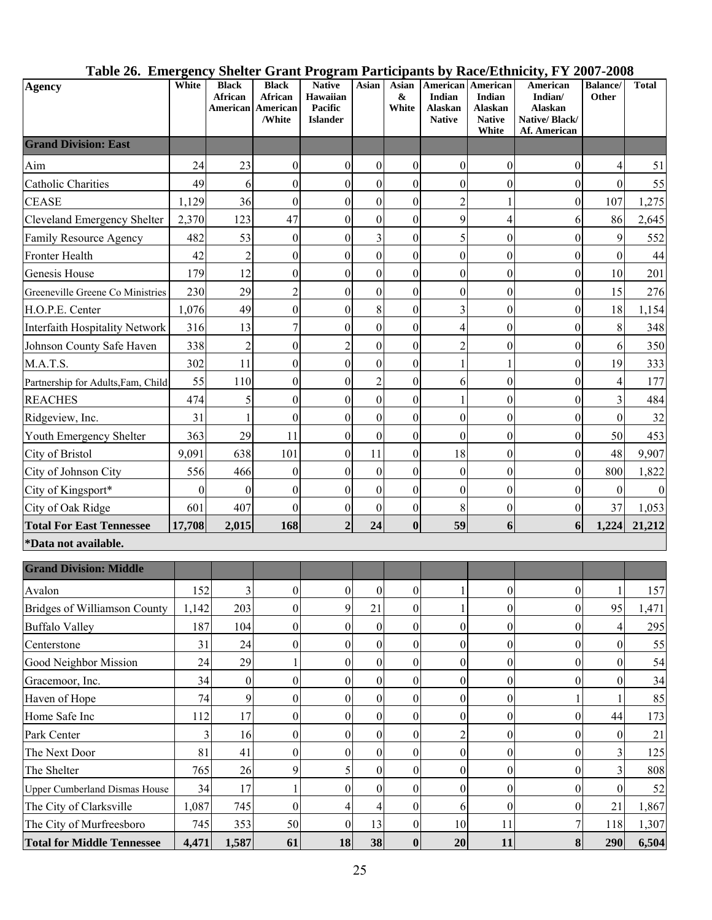# Table 26. Emergency Shelter Grant Program Participants by Race/Ethnicity, FY 2007-2008

| Agency | White | Black African American | Black African American /White | Native Hawaiian Pacific Islander | Asian | Asian & White | American Indian Alaskan Native | American Indian Alaskan Native White | American Indian/ Alaskan Native/ Black/ Af. American | Balance/ Other | Total |
|---|---|---|---|---|---|---|---|---|---|---|---|
| **Grand Division: East** | | | | | | | | | | | |
| Aim | 24 | 23 | 0 | 0 | 0 | 0 | 0 | 0 | 0 | 4 | 51 |
| Catholic Charities | 49 | 6 | 0 | 0 | 0 | 0 | 0 | 0 | 0 | 0 | 55 |
| CEASE | 1,129 | 36 | 0 | 0 | 0 | 0 | 2 | 1 | 0 | 107 | 1,275 |
| Cleveland Emergency Shelter | 2,370 | 123 | 47 | 0 | 0 | 0 | 9 | 4 | 6 | 86 | 2,645 |
| Family Resource Agency | 482 | 53 | 0 | 0 | 3 | 0 | 5 | 0 | 0 | 9 | 552 |
| Fronter Health | 42 | 2 | 0 | 0 | 0 | 0 | 0 | 0 | 0 | 0 | 44 |
| Genesis House | 179 | 12 | 0 | 0 | 0 | 0 | 0 | 0 | 0 | 10 | 201 |
| Greeneville Greene Co Ministries | 230 | 29 | 2 | 0 | 0 | 0 | 0 | 0 | 0 | 15 | 276 |
| H.O.P.E. Center | 1,076 | 49 | 0 | 0 | 8 | 0 | 3 | 0 | 0 | 18 | 1,154 |
| Interfaith Hospitality Network | 316 | 13 | 7 | 0 | 0 | 0 | 4 | 0 | 0 | 8 | 348 |
| Johnson County Safe Haven | 338 | 2 | 0 | 2 | 0 | 0 | 2 | 0 | 0 | 6 | 350 |
| M.A.T.S. | 302 | 11 | 0 | 0 | 0 | 0 | 1 | 1 | 0 | 19 | 333 |
| Partnership for Adults,Fam, Child | 55 | 110 | 0 | 0 | 2 | 0 | 6 | 0 | 0 | 4 | 177 |
| REACHES | 474 | 5 | 0 | 0 | 0 | 0 | 1 | 0 | 0 | 3 | 484 |
| Ridgeview, Inc. | 31 | 1 | 0 | 0 | 0 | 0 | 0 | 0 | 0 | 0 | 32 |
| Youth Emergency Shelter | 363 | 29 | 11 | 0 | 0 | 0 | 0 | 0 | 0 | 50 | 453 |
| City of Bristol | 9,091 | 638 | 101 | 0 | 11 | 0 | 18 | 0 | 0 | 48 | 9,907 |
| City of Johnson City | 556 | 466 | 0 | 0 | 0 | 0 | 0 | 0 | 0 | 800 | 1,822 |
| City of Kingsport* | 0 | 0 | 0 | 0 | 0 | 0 | 0 | 0 | 0 | 0 | 0 |
| City of Oak Ridge | 601 | 407 | 0 | 0 | 0 | 0 | 8 | 0 | 0 | 37 | 1,053 |
| **Total For East Tennessee** | **17,708** | **2,015** | **168** | **2** | **24** | **0** | **59** | **6** | **6** | **1,224** | **21,212** |
| ***Data not available.** | | | | | | | | | | | |
| **Grand Division: Middle** | | | | | | | | | | | |
| Avalon | 152 | 3 | 0 | 0 | 0 | 0 | 1 | 0 | 0 | 1 | 157 |
| Bridges of Williamson County | 1,142 | 203 | 0 | 9 | 21 | 0 | 1 | 0 | 0 | 95 | 1,471 |
| Buffalo Valley | 187 | 104 | 0 | 0 | 0 | 0 | 0 | 0 | 0 | 4 | 295 |
| Centerstone | 31 | 24 | 0 | 0 | 0 | 0 | 0 | 0 | 0 | 0 | 55 |
| Good Neighbor Mission | 24 | 29 | 1 | 0 | 0 | 0 | 0 | 0 | 0 | 0 | 54 |
| Gracemoor, Inc. | 34 | 0 | 0 | 0 | 0 | 0 | 0 | 0 | 0 | 0 | 34 |
| Haven of Hope | 74 | 9 | 0 | 0 | 0 | 0 | 0 | 0 | 1 | 1 | 85 |
| Home Safe Inc | 112 | 17 | 0 | 0 | 0 | 0 | 0 | 0 | 0 | 44 | 173 |
| Park Center | 3 | 16 | 0 | 0 | 0 | 0 | 2 | 0 | 0 | 0 | 21 |
| The Next Door | 81 | 41 | 0 | 0 | 0 | 0 | 0 | 0 | 0 | 3 | 125 |
| The Shelter | 765 | 26 | 9 | 5 | 0 | 0 | 0 | 0 | 0 | 3 | 808 |
| Upper Cumberland Dismas House | 34 | 17 | 1 | 0 | 0 | 0 | 0 | 0 | 0 | 0 | 52 |
| The City of Clarksville | 1,087 | 745 | 0 | 4 | 4 | 0 | 6 | 0 | 0 | 21 | 1,867 |
| The City of Murfreesboro | 745 | 353 | 50 | 0 | 13 | 0 | 10 | 11 | 7 | 118 | 1,307 |
| **Total for Middle Tennessee** | **4,471** | **1,587** | **61** | **18** | **38** | **0** | **20** | **11** | **8** | **290** | **6,504** |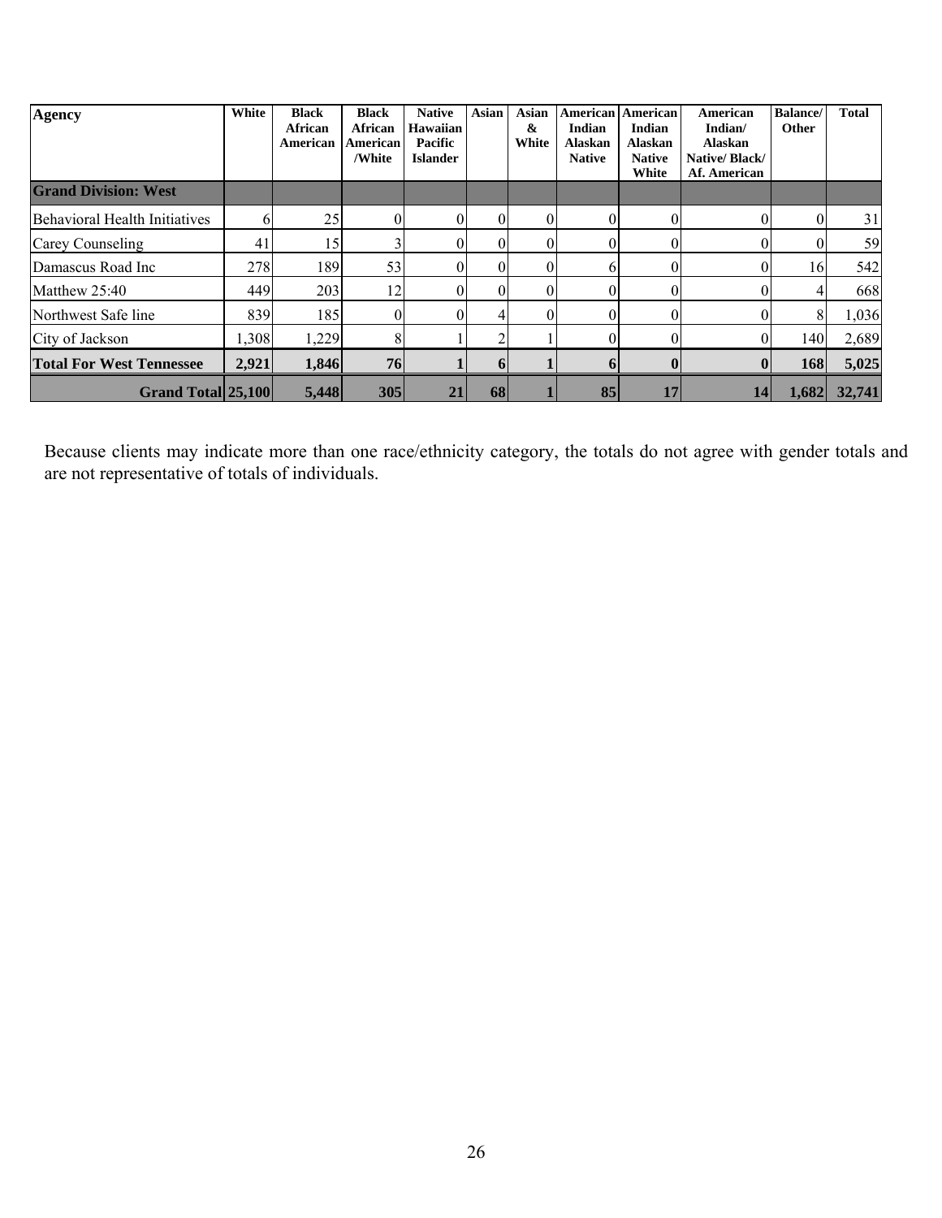| Agency | White | Black African American | Black African American /White | Native Hawaiian Pacific Islander | Asian | Asian & White | American Indian Alaskan Native | American Indian Alaskan Native White | American Indian/ Alaskan Native/ Black/ Af. American | Balance/ Other | Total |
|---|---|---|---|---|---|---|---|---|---|---|---|
| **Grand Division: West** | | | | | | | | | | | |
| Behavioral Health Initiatives | 6 | 25 | 0 | 0 | 0 | 0 | 0 | 0 | 0 | 0 | 31 |
| Carey Counseling | 41 | 15 | 3 | 0 | 0 | 0 | 0 | 0 | 0 | 0 | 59 |
| Damascus Road Inc | 278 | 189 | 53 | 0 | 0 | 0 | 6 | 0 | 0 | 16 | 542 |
| Matthew 25:40 | 449 | 203 | 12 | 0 | 0 | 0 | 0 | 0 | 0 | 4 | 668 |
| Northwest Safe line | 839 | 185 | 0 | 0 | 4 | 0 | 0 | 0 | 0 | 8 | 1,036 |
| City of Jackson | 1,308 | 1,229 | 8 | 1 | 2 | 1 | 0 | 0 | 0 | 140 | 2,689 |
| **Total For West Tennessee** | **2,921** | **1,846** | **76** | **1** | **6** | **1** | **6** | **0** | **0** | **168** | **5,025** |
| **Grand Total** | **25,100** | **5,448** | **305** | **21** | **68** | **1** | **85** | **17** | **14** | **1,682** | **32,741** |

Because clients may indicate more than one race/ethnicity category, the totals do not agree with gender totals and are not representative of totals of individuals.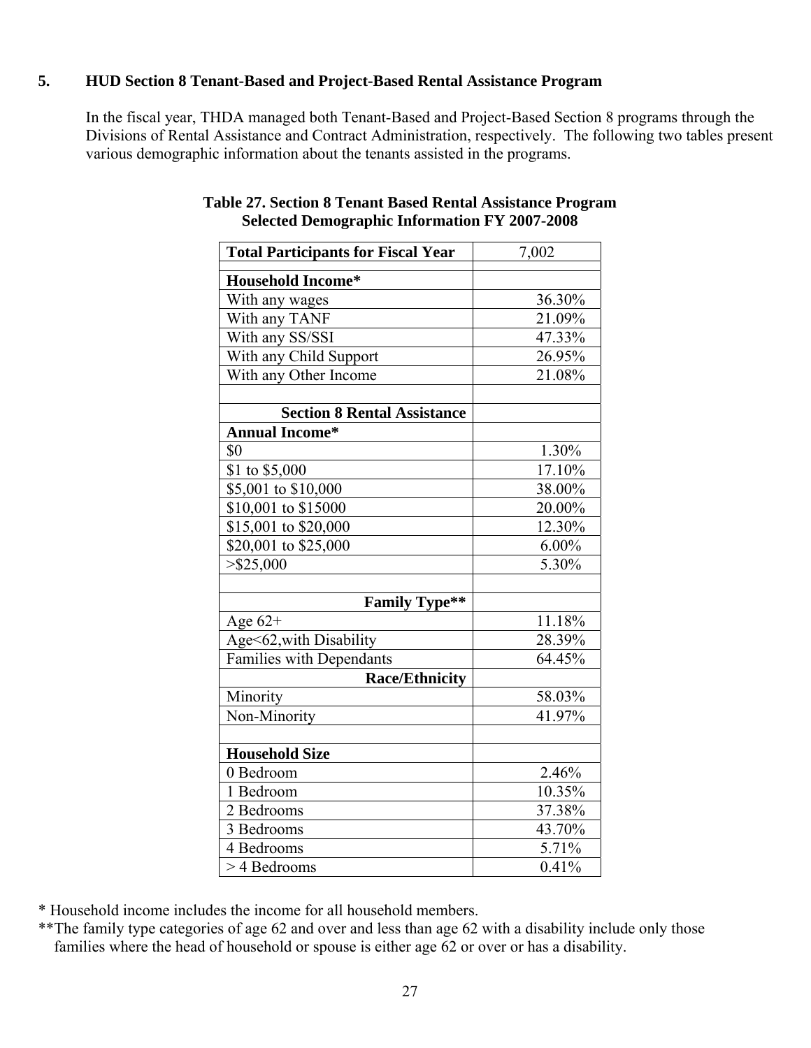## 5. HUD Section 8 Tenant-Based and Project-Based Rental Assistance Program

In the fiscal year, THDA managed both Tenant-Based and Project-Based Section 8 programs through the Divisions of Rental Assistance and Contract Administration, respectively. The following two tables present various demographic information about the tenants assisted in the programs.

**Table 27. Section 8 Tenant Based Rental Assistance Program Selected Demographic Information FY 2007-2008**

| **Total Participants for Fiscal Year** | 7,002 |
|---|---|
| | |
| **Household Income*** | |
| With any wages | 36.30% |
| With any TANF | 21.09% |
| With any SS/SSI | 47.33% |
| With any Child Support | 26.95% |
| With any Other Income | 21.08% |
| | |
| **Section 8 Rental Assistance** | |
| **Annual Income*** | |
| $0 | 1.30% |
| $1 to $5,000 | 17.10% |
| $5,001 to $10,000 | 38.00% |
| $10,001 to $15000 | 20.00% |
| $15,001 to $20,000 | 12.30% |
| $20,001 to $25,000 | 6.00% |
| >$25,000 | 5.30% |
| | |
| **Family Type**** | |
| Age 62+ | 11.18% |
| Age<62,with Disability | 28.39% |
| Families with Dependants | 64.45% |
| **Race/Ethnicity** | |
| Minority | 58.03% |
| Non-Minority | 41.97% |
| | |
| **Household Size** | |
| 0 Bedroom | 2.46% |
| 1 Bedroom | 10.35% |
| 2 Bedrooms | 37.38% |
| 3 Bedrooms | 43.70% |
| 4 Bedrooms | 5.71% |
| > 4 Bedrooms | 0.41% |

* Household income includes the income for all household members.

**The family type categories of age 62 and over and less than age 62 with a disability include only those families where the head of household or spouse is either age 62 or over or has a disability.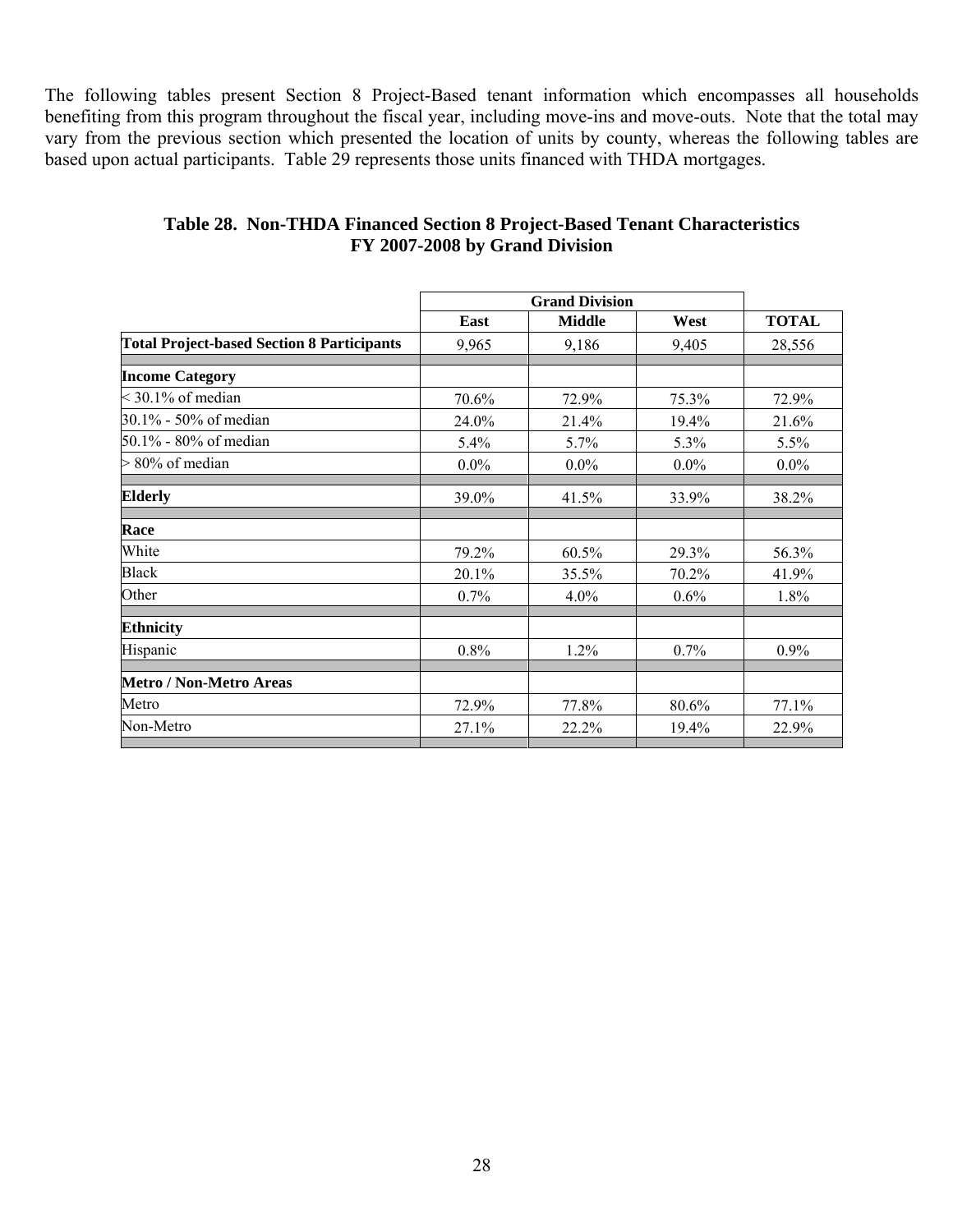The following tables present Section 8 Project-Based tenant information which encompasses all households benefiting from this program throughout the fiscal year, including move-ins and move-outs. Note that the total may vary from the previous section which presented the location of units by county, whereas the following tables are based upon actual participants. Table 29 represents those units financed with THDA mortgages.

**Table 28. Non-THDA Financed Section 8 Project-Based Tenant Characteristics FY 2007-2008 by Grand Division**

| | Grand Division | | | |
|---|---|---|---|---|
| | East | Middle | West | TOTAL |
| **Total Project-based Section 8 Participants** | 9,965 | 9,186 | 9,405 | 28,556 |
| **Income Category** | | | | |
| < 30.1% of median | 70.6% | 72.9% | 75.3% | 72.9% |
| 30.1% - 50% of median | 24.0% | 21.4% | 19.4% | 21.6% |
| 50.1% - 80% of median | 5.4% | 5.7% | 5.3% | 5.5% |
| > 80% of median | 0.0% | 0.0% | 0.0% | 0.0% |
| **Elderly** | 39.0% | 41.5% | 33.9% | 38.2% |
| **Race** | | | | |
| White | 79.2% | 60.5% | 29.3% | 56.3% |
| Black | 20.1% | 35.5% | 70.2% | 41.9% |
| Other | 0.7% | 4.0% | 0.6% | 1.8% |
| **Ethnicity** | | | | |
| Hispanic | 0.8% | 1.2% | 0.7% | 0.9% |
| **Metro / Non-Metro Areas** | | | | |
| Metro | 72.9% | 77.8% | 80.6% | 77.1% |
| Non-Metro | 27.1% | 22.2% | 19.4% | 22.9% |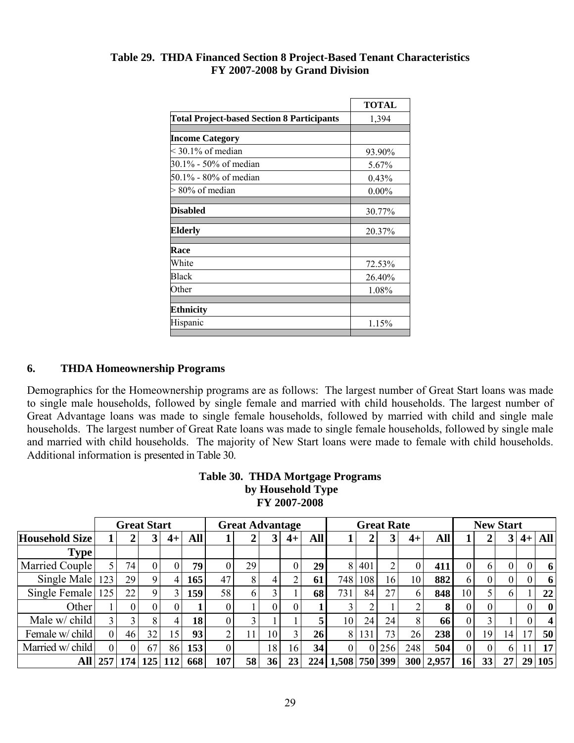**Table 29. THDA Financed Section 8 Project-Based Tenant Characteristics FY 2007-2008 by Grand Division**

| | TOTAL |
|---|---|
| **Total Project-based Section 8 Participants** | 1,394 |
| | |
| **Income Category** | |
| < 30.1% of median | 93.90% |
| 30.1% - 50% of median | 5.67% |
| 50.1% - 80% of median | 0.43% |
| > 80% of median | 0.00% |
| | |
| **Disabled** | 30.77% |
| | |
| **Elderly** | 20.37% |
| | |
| **Race** | |
| White | 72.53% |
| Black | 26.40% |
| Other | 1.08% |
| | |
| **Ethnicity** | |
| Hispanic | 1.15% |

## 6. THDA Homeownership Programs

Demographics for the Homeownership programs are as follows: The largest number of Great Start loans was made to single male households, followed by single female and married with child households. The largest number of Great Advantage loans was made to single female households, followed by married with child and single male households. The largest number of Great Rate loans was made to single female households, followed by single male and married with child households. The majority of New Start loans were made to female with child households. Additional information is presented in Table 30.

**Table 30. THDA Mortgage Programs by Household Type FY 2007-2008**

| | Great Start | | | | | Great Advantage | | | | | Great Rate | | | | | New Start | | | | |
|---|---|---|---|---|---|---|---|---|---|---|---|---|---|---|---|---|---|---|---|---|
| **Household Size** | **1** | **2** | **3** | **4+** | **All** | **1** | **2** | **3** | **4+** | **All** | **1** | **2** | **3** | **4+** | **All** | **1** | **2** | **3** | **4+** | **All** |
| **Type** | | | | | | | | | | | | | | | | | | | | |
| Married Couple | 5 | 74 | 0 | 0 | **79** | 0 | 29 | | 0 | **29** | 8 | 401 | 2 | 0 | **411** | 0 | 6 | 0 | 0 | **6** |
| Single Male | 123 | 29 | 9 | 4 | **165** | 47 | 8 | 4 | 2 | **61** | 748 | 108 | 16 | 10 | **882** | 6 | 0 | 0 | 0 | **6** |
| Single Female | 125 | 22 | 9 | 3 | **159** | 58 | 6 | 3 | 1 | **68** | 731 | 84 | 27 | 6 | **848** | 10 | 5 | 6 | 1 | **22** |
| Other | 1 | 0 | 0 | 0 | **1** | 0 | 1 | 0 | 0 | **1** | 3 | 2 | 1 | 2 | **8** | 0 | 0 | | 0 | **0** |
| Male w/ child | 3 | 3 | 8 | 4 | **18** | 0 | 3 | 1 | 1 | **5** | 10 | 24 | 24 | 8 | **66** | 0 | 3 | 1 | 0 | **4** |
| Female w/ child | 0 | 46 | 32 | 15 | **93** | 2 | 11 | 10 | 3 | **26** | 8 | 131 | 73 | 26 | **238** | 0 | 19 | 14 | 17 | **50** |
| Married w/ child | 0 | 0 | 67 | 86 | **153** | 0 | | 18 | 16 | **34** | 0 | 0 | 256 | 248 | **504** | 0 | 0 | 6 | 11 | **17** |
| **All** | **257** | **174** | **125** | **112** | **668** | **107** | **58** | **36** | **23** | **224** | **1,508** | **750** | **399** | **300** | **2,957** | **16** | **33** | **27** | **29** | **105** |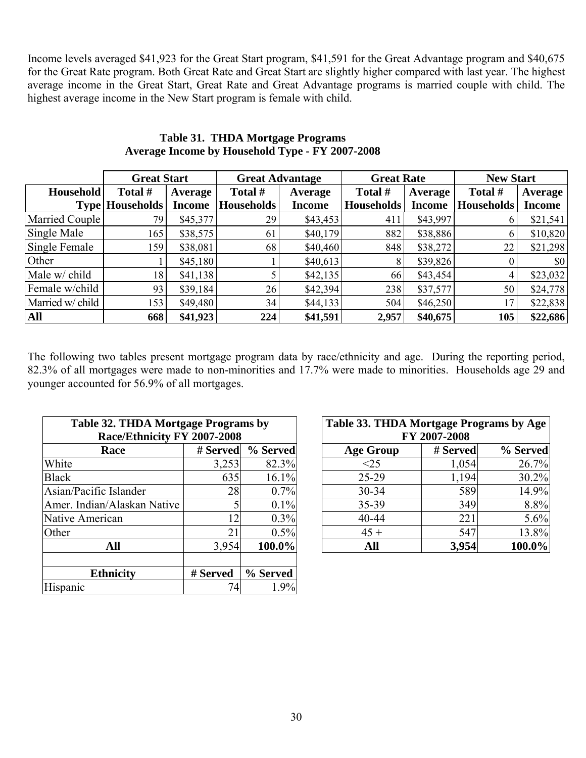Income levels averaged $41,923 for the Great Start program, $41,591 for the Great Advantage program and $40,675 for the Great Rate program. Both Great Rate and Great Start are slightly higher compared with last year. The highest average income in the Great Start, Great Rate and Great Advantage programs is married couple with child. The highest average income in the New Start program is female with child.

**Table 31. THDA Mortgage Programs**
**Average Income by Household Type - FY 2007-2008**

| | Great Start | | Great Advantage | | Great Rate | | New Start | |
|---|---|---|---|---|---|---|---|---|
| **Household Type** | **Total # Households** | **Average Income** | **Total # Households** | **Average Income** | **Total # Households** | **Average Income** | **Total # Households** | **Average Income** |
| Married Couple | 79 | $45,377 | 29 | $43,453 | 411 | $43,997 | 6 | $21,541 |
| Single Male | 165 | $38,575 | 61 | $40,179 | 882 | $38,886 | 6 | $10,820 |
| Single Female | 159 | $38,081 | 68 | $40,460 | 848 | $38,272 | 22 | $21,298 |
| Other | 1 | $45,180 | 1 | $40,613 | 8 | $39,826 | 0 | $0 |
| Male w/ child | 18 | $41,138 | 5 | $42,135 | 66 | $43,454 | 4 | $23,032 |
| Female w/child | 93 | $39,184 | 26 | $42,394 | 238 | $37,577 | 50 | $24,778 |
| Married w/ child | 153 | $49,480 | 34 | $44,133 | 504 | $46,250 | 17 | $22,838 |
| **All** | **668** | **$41,923** | **224** | **$41,591** | **2,957** | **$40,675** | **105** | **$22,686** |

The following two tables present mortgage program data by race/ethnicity and age. During the reporting period, 82.3% of all mortgages were made to non-minorities and 17.7% were made to minorities. Households age 29 and younger accounted for 56.9% of all mortgages.

**Table 32. THDA Mortgage Programs by Race/Ethnicity FY 2007-2008**

| Race | # Served | % Served |
|---|---|---|
| White | 3,253 | 82.3% |
| Black | 635 | 16.1% |
| Asian/Pacific Islander | 28 | 0.7% |
| Amer. Indian/Alaskan Native | 5 | 0.1% |
| Native American | 12 | 0.3% |
| Other | 21 | 0.5% |
| **All** | 3,954 | **100.0%** |
| | | |
| **Ethnicity** | **# Served** | **% Served** |
| Hispanic | 74 | 1.9% |

**Table 33. THDA Mortgage Programs by Age FY 2007-2008**

| Age Group | # Served | % Served |
|---|---|---|
| <25 | 1,054 | 26.7% |
| 25-29 | 1,194 | 30.2% |
| 30-34 | 589 | 14.9% |
| 35-39 | 349 | 8.8% |
| 40-44 | 221 | 5.6% |
| 45 + | 547 | 13.8% |
| **All** | **3,954** | **100.0%** |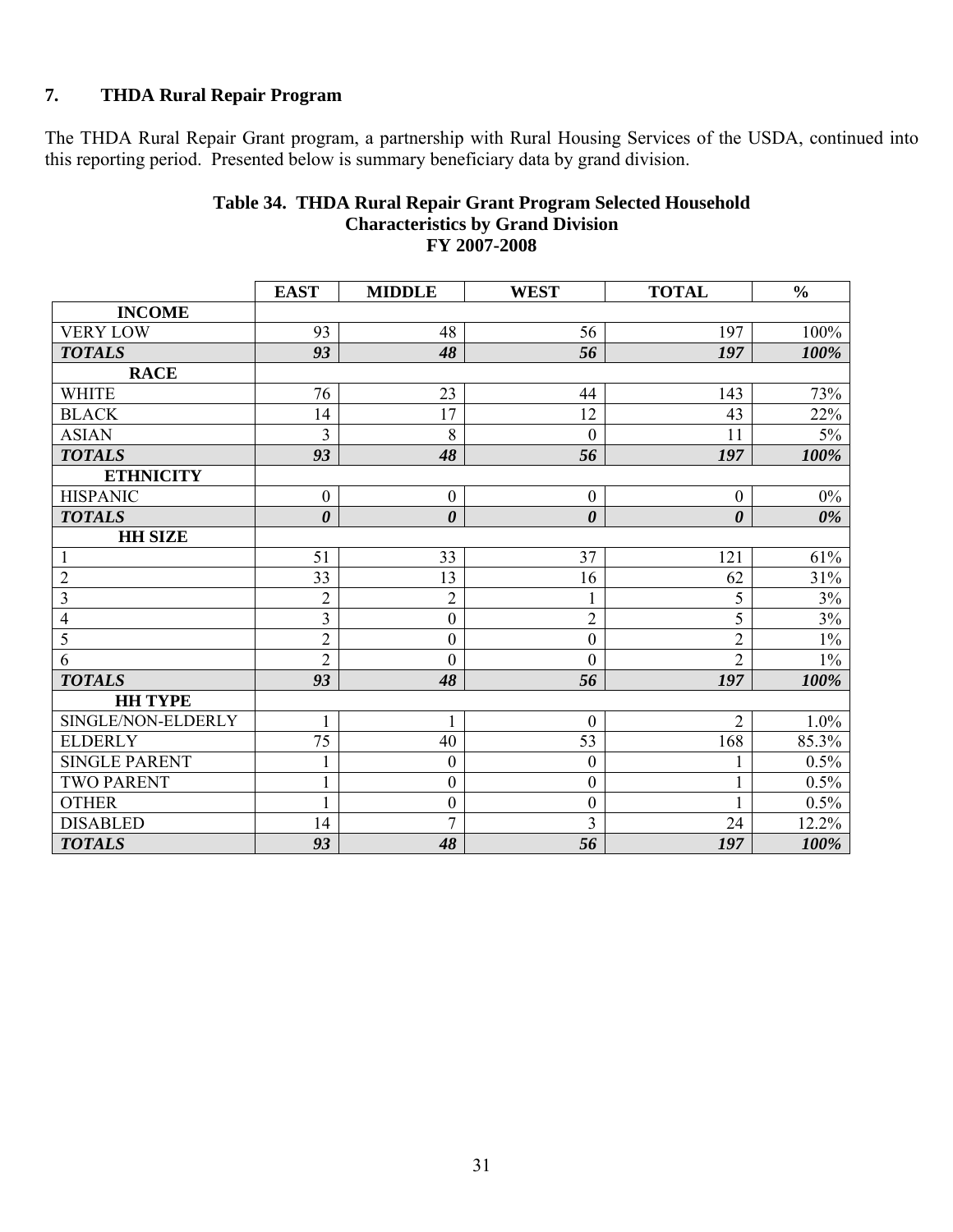## 7. THDA Rural Repair Program

The THDA Rural Repair Grant program, a partnership with Rural Housing Services of the USDA, continued into this reporting period. Presented below is summary beneficiary data by grand division.

**Table 34. THDA Rural Repair Grant Program Selected Household Characteristics by Grand Division FY 2007-2008**

| | EAST | MIDDLE | WEST | TOTAL | % |
|---|---|---|---|---|---|
| **INCOME** | | | | | |
| VERY LOW | 93 | 48 | 56 | 197 | 100% |
| ***TOTALS*** | ***93*** | ***48*** | ***56*** | ***197*** | ***100%*** |
| **RACE** | | | | | |
| WHITE | 76 | 23 | 44 | 143 | 73% |
| BLACK | 14 | 17 | 12 | 43 | 22% |
| ASIAN | 3 | 8 | 0 | 11 | 5% |
| ***TOTALS*** | ***93*** | ***48*** | ***56*** | ***197*** | ***100%*** |
| **ETHNICITY** | | | | | |
| HISPANIC | 0 | 0 | 0 | 0 | 0% |
| ***TOTALS*** | ***0*** | ***0*** | ***0*** | ***0*** | ***0%*** |
| **HH SIZE** | | | | | |
| 1 | 51 | 33 | 37 | 121 | 61% |
| 2 | 33 | 13 | 16 | 62 | 31% |
| 3 | 2 | 2 | 1 | 5 | 3% |
| 4 | 3 | 0 | 2 | 5 | 3% |
| 5 | 2 | 0 | 0 | 2 | 1% |
| 6 | 2 | 0 | 0 | 2 | 1% |
| ***TOTALS*** | ***93*** | ***48*** | ***56*** | ***197*** | ***100%*** |
| **HH TYPE** | | | | | |
| SINGLE/NON-ELDERLY | 1 | 1 | 0 | 2 | 1.0% |
| ELDERLY | 75 | 40 | 53 | 168 | 85.3% |
| SINGLE PARENT | 1 | 0 | 0 | 1 | 0.5% |
| TWO PARENT | 1 | 0 | 0 | 1 | 0.5% |
| OTHER | 1 | 0 | 0 | 1 | 0.5% |
| DISABLED | 14 | 7 | 3 | 24 | 12.2% |
| ***TOTALS*** | ***93*** | ***48*** | ***56*** | ***197*** | ***100%*** |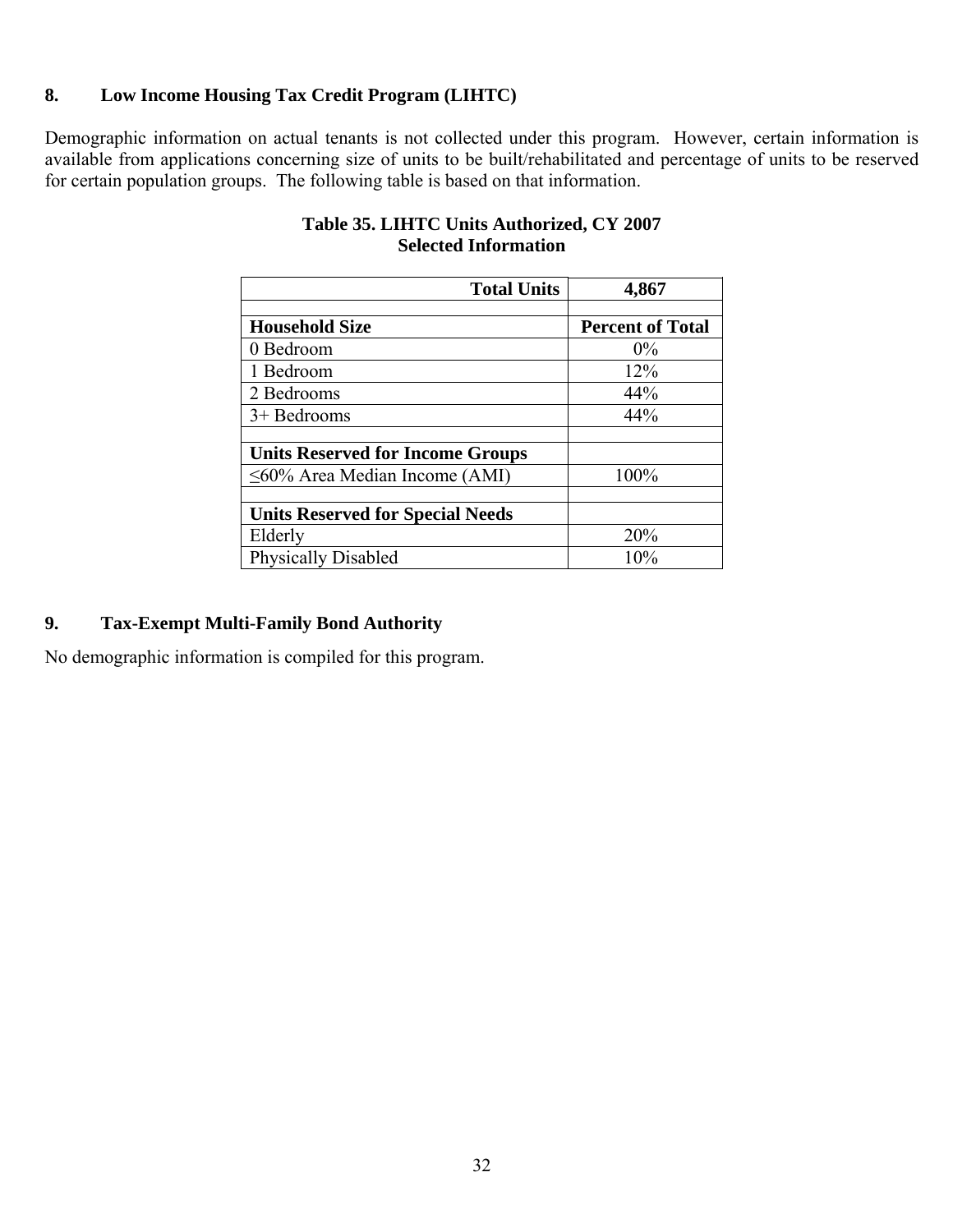## 8. Low Income Housing Tax Credit Program (LIHTC)

Demographic information on actual tenants is not collected under this program. However, certain information is available from applications concerning size of units to be built/rehabilitated and percentage of units to be reserved for certain population groups. The following table is based on that information.

**Table 35. LIHTC Units Authorized, CY 2007**
**Selected Information**

| **Total Units** | **4,867** |
|---|---|
| | |
| **Household Size** | **Percent of Total** |
| 0 Bedroom | 0% |
| 1 Bedroom | 12% |
| 2 Bedrooms | 44% |
| 3+ Bedrooms | 44% |
| | |
| **Units Reserved for Income Groups** | |
| ≤60% Area Median Income (AMI) | 100% |
| | |
| **Units Reserved for Special Needs** | |
| Elderly | 20% |
| Physically Disabled | 10% |

## 9. Tax-Exempt Multi-Family Bond Authority

No demographic information is compiled for this program.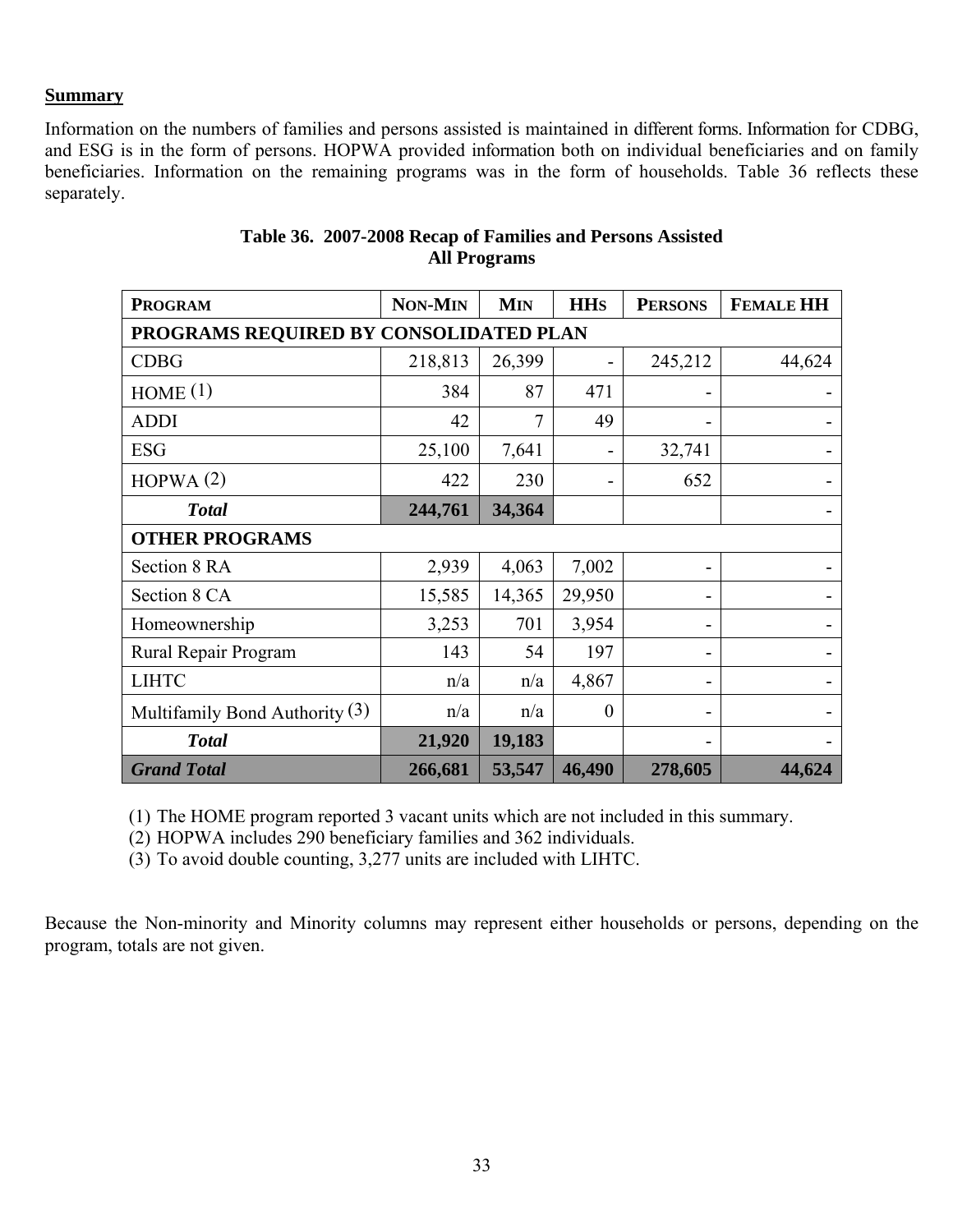**Summary**

Information on the numbers of families and persons assisted is maintained in different forms. Information for CDBG, and ESG is in the form of persons. HOPWA provided information both on individual beneficiaries and on family beneficiaries. Information on the remaining programs was in the form of households. Table 36 reflects these separately.

**Table 36. 2007-2008 Recap of Families and Persons Assisted All Programs**

| PROGRAM | NON-MIN | MIN | HHS | PERSONS | FEMALE HH |
|---|---|---|---|---|---|
| **PROGRAMS REQUIRED BY CONSOLIDATED PLAN** | | | | | |
| CDBG | 218,813 | 26,399 | - | 245,212 | 44,624 |
| HOME (1) | 384 | 87 | 471 | - | - |
| ADDI | 42 | 7 | 49 | - | - |
| ESG | 25,100 | 7,641 | - | 32,741 | - |
| HOPWA (2) | 422 | 230 | - | 652 | - |
| ***Total*** | **244,761** | **34,364** | | | - |
| **OTHER PROGRAMS** | | | | | |
| Section 8 RA | 2,939 | 4,063 | 7,002 | - | - |
| Section 8 CA | 15,585 | 14,365 | 29,950 | - | - |
| Homeownership | 3,253 | 701 | 3,954 | - | - |
| Rural Repair Program | 143 | 54 | 197 | - | - |
| LIHTC | n/a | n/a | 4,867 | - | - |
| Multifamily Bond Authority (3) | n/a | n/a | 0 | - | - |
| ***Total*** | **21,920** | **19,183** | | - | - |
| ***Grand Total*** | **266,681** | **53,547** | **46,490** | **278,605** | **44,624** |

(1) The HOME program reported 3 vacant units which are not included in this summary.
(2) HOPWA includes 290 beneficiary families and 362 individuals.
(3) To avoid double counting, 3,277 units are included with LIHTC.

Because the Non-minority and Minority columns may represent either households or persons, depending on the program, totals are not given.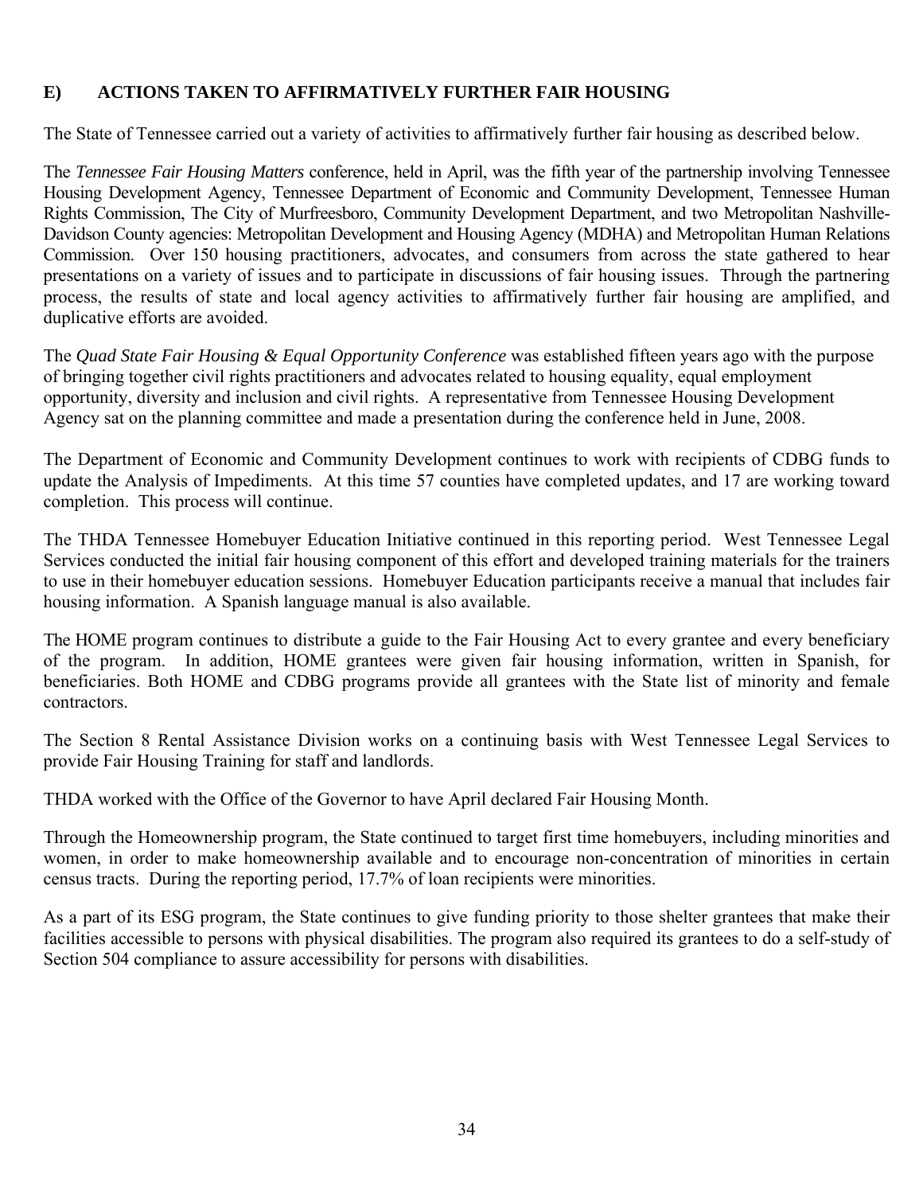## E) ACTIONS TAKEN TO AFFIRMATIVELY FURTHER FAIR HOUSING

The State of Tennessee carried out a variety of activities to affirmatively further fair housing as described below.

The *Tennessee Fair Housing Matters* conference, held in April, was the fifth year of the partnership involving Tennessee Housing Development Agency, Tennessee Department of Economic and Community Development, Tennessee Human Rights Commission, The City of Murfreesboro, Community Development Department, and two Metropolitan Nashville-Davidson County agencies: Metropolitan Development and Housing Agency (MDHA) and Metropolitan Human Relations Commission. Over 150 housing practitioners, advocates, and consumers from across the state gathered to hear presentations on a variety of issues and to participate in discussions of fair housing issues. Through the partnering process, the results of state and local agency activities to affirmatively further fair housing are amplified, and duplicative efforts are avoided.

The *Quad State Fair Housing & Equal Opportunity Conference* was established fifteen years ago with the purpose of bringing together civil rights practitioners and advocates related to housing equality, equal employment opportunity, diversity and inclusion and civil rights. A representative from Tennessee Housing Development Agency sat on the planning committee and made a presentation during the conference held in June, 2008.

The Department of Economic and Community Development continues to work with recipients of CDBG funds to update the Analysis of Impediments. At this time 57 counties have completed updates, and 17 are working toward completion. This process will continue.

The THDA Tennessee Homebuyer Education Initiative continued in this reporting period. West Tennessee Legal Services conducted the initial fair housing component of this effort and developed training materials for the trainers to use in their homebuyer education sessions. Homebuyer Education participants receive a manual that includes fair housing information. A Spanish language manual is also available.

The HOME program continues to distribute a guide to the Fair Housing Act to every grantee and every beneficiary of the program. In addition, HOME grantees were given fair housing information, written in Spanish, for beneficiaries. Both HOME and CDBG programs provide all grantees with the State list of minority and female contractors.

The Section 8 Rental Assistance Division works on a continuing basis with West Tennessee Legal Services to provide Fair Housing Training for staff and landlords.

THDA worked with the Office of the Governor to have April declared Fair Housing Month.

Through the Homeownership program, the State continued to target first time homebuyers, including minorities and women, in order to make homeownership available and to encourage non-concentration of minorities in certain census tracts. During the reporting period, 17.7% of loan recipients were minorities.

As a part of its ESG program, the State continues to give funding priority to those shelter grantees that make their facilities accessible to persons with physical disabilities. The program also required its grantees to do a self-study of Section 504 compliance to assure accessibility for persons with disabilities.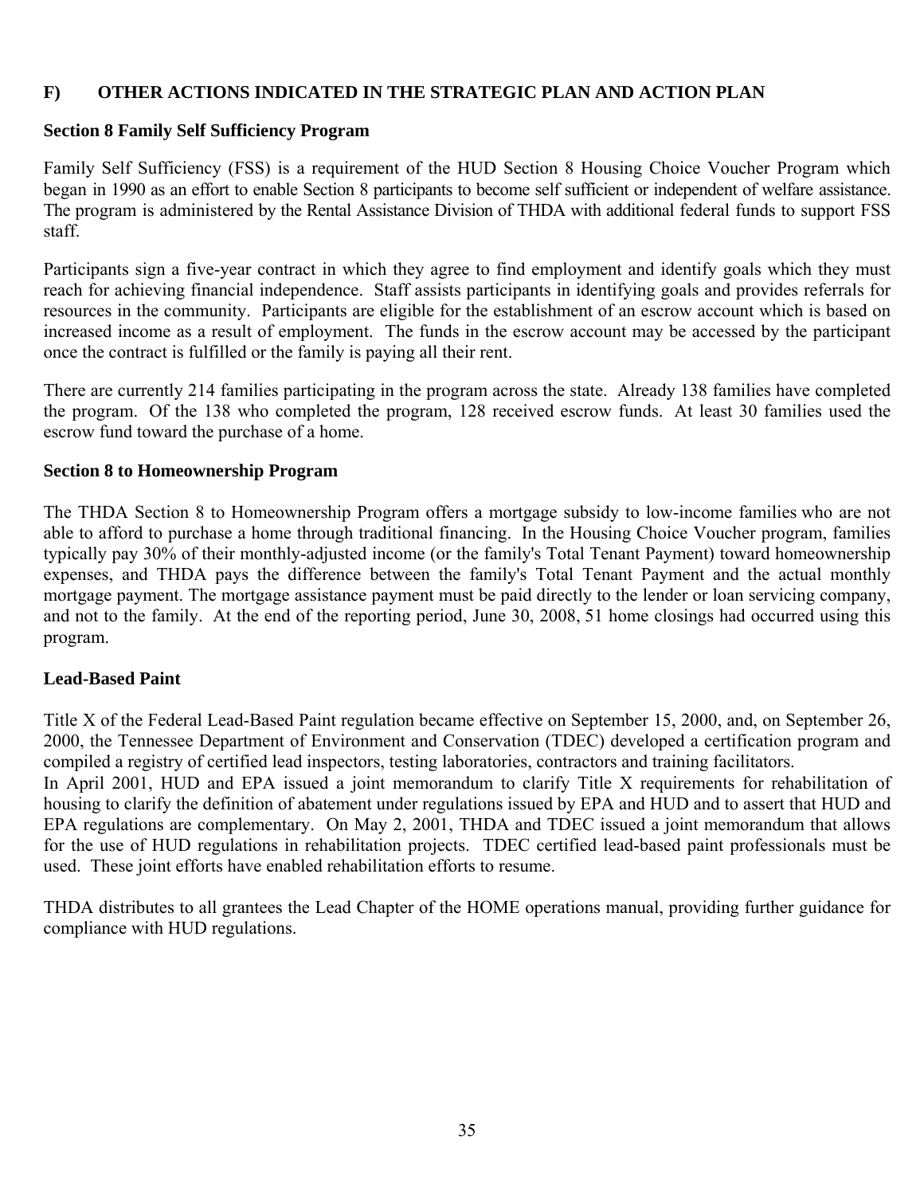## F) OTHER ACTIONS INDICATED IN THE STRATEGIC PLAN AND ACTION PLAN

### Section 8 Family Self Sufficiency Program

Family Self Sufficiency (FSS) is a requirement of the HUD Section 8 Housing Choice Voucher Program which began in 1990 as an effort to enable Section 8 participants to become self sufficient or independent of welfare assistance. The program is administered by the Rental Assistance Division of THDA with additional federal funds to support FSS staff.

Participants sign a five-year contract in which they agree to find employment and identify goals which they must reach for achieving financial independence. Staff assists participants in identifying goals and provides referrals for resources in the community. Participants are eligible for the establishment of an escrow account which is based on increased income as a result of employment. The funds in the escrow account may be accessed by the participant once the contract is fulfilled or the family is paying all their rent.

There are currently 214 families participating in the program across the state. Already 138 families have completed the program. Of the 138 who completed the program, 128 received escrow funds. At least 30 families used the escrow fund toward the purchase of a home.

### Section 8 to Homeownership Program

The THDA Section 8 to Homeownership Program offers a mortgage subsidy to low-income families who are not able to afford to purchase a home through traditional financing. In the Housing Choice Voucher program, families typically pay 30% of their monthly-adjusted income (or the family's Total Tenant Payment) toward homeownership expenses, and THDA pays the difference between the family's Total Tenant Payment and the actual monthly mortgage payment. The mortgage assistance payment must be paid directly to the lender or loan servicing company, and not to the family. At the end of the reporting period, June 30, 2008, 51 home closings had occurred using this program.

### Lead-Based Paint

Title X of the Federal Lead-Based Paint regulation became effective on September 15, 2000, and, on September 26, 2000, the Tennessee Department of Environment and Conservation (TDEC) developed a certification program and compiled a registry of certified lead inspectors, testing laboratories, contractors and training facilitators.

In April 2001, HUD and EPA issued a joint memorandum to clarify Title X requirements for rehabilitation of housing to clarify the definition of abatement under regulations issued by EPA and HUD and to assert that HUD and EPA regulations are complementary. On May 2, 2001, THDA and TDEC issued a joint memorandum that allows for the use of HUD regulations in rehabilitation projects. TDEC certified lead-based paint professionals must be used. These joint efforts have enabled rehabilitation efforts to resume.

THDA distributes to all grantees the Lead Chapter of the HOME operations manual, providing further guidance for compliance with HUD regulations.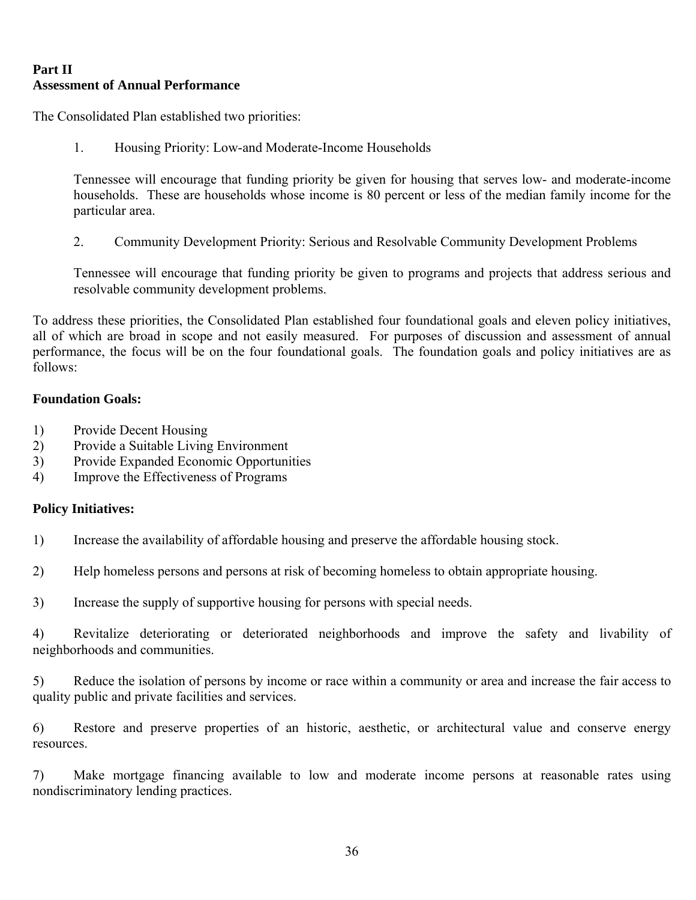**Part II**
**Assessment of Annual Performance**

The Consolidated Plan established two priorities:

1. Housing Priority: Low-and Moderate-Income Households

   Tennessee will encourage that funding priority be given for housing that serves low- and moderate-income households. These are households whose income is 80 percent or less of the median family income for the particular area.

2. Community Development Priority: Serious and Resolvable Community Development Problems

   Tennessee will encourage that funding priority be given to programs and projects that address serious and resolvable community development problems.

To address these priorities, the Consolidated Plan established four foundational goals and eleven policy initiatives, all of which are broad in scope and not easily measured. For purposes of discussion and assessment of annual performance, the focus will be on the four foundational goals. The foundation goals and policy initiatives are as follows:

**Foundation Goals:**

1) Provide Decent Housing
2) Provide a Suitable Living Environment
3) Provide Expanded Economic Opportunities
4) Improve the Effectiveness of Programs

**Policy Initiatives:**

1) Increase the availability of affordable housing and preserve the affordable housing stock.

2) Help homeless persons and persons at risk of becoming homeless to obtain appropriate housing.

3) Increase the supply of supportive housing for persons with special needs.

4) Revitalize deteriorating or deteriorated neighborhoods and improve the safety and livability of neighborhoods and communities.

5) Reduce the isolation of persons by income or race within a community or area and increase the fair access to quality public and private facilities and services.

6) Restore and preserve properties of an historic, aesthetic, or architectural value and conserve energy resources.

7) Make mortgage financing available to low and moderate income persons at reasonable rates using nondiscriminatory lending practices.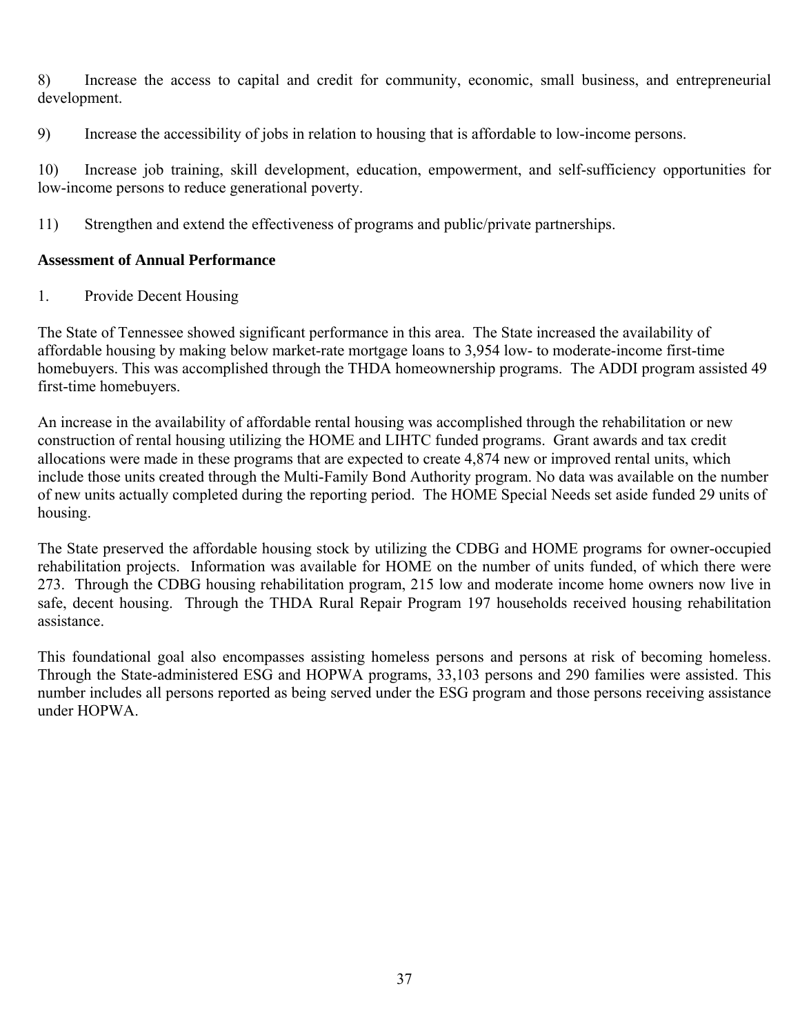8) Increase the access to capital and credit for community, economic, small business, and entrepreneurial development.

9) Increase the accessibility of jobs in relation to housing that is affordable to low-income persons.

10) Increase job training, skill development, education, empowerment, and self-sufficiency opportunities for low-income persons to reduce generational poverty.

11) Strengthen and extend the effectiveness of programs and public/private partnerships.

**Assessment of Annual Performance**

1. Provide Decent Housing

The State of Tennessee showed significant performance in this area. The State increased the availability of affordable housing by making below market-rate mortgage loans to 3,954 low- to moderate-income first-time homebuyers. This was accomplished through the THDA homeownership programs. The ADDI program assisted 49 first-time homebuyers.

An increase in the availability of affordable rental housing was accomplished through the rehabilitation or new construction of rental housing utilizing the HOME and LIHTC funded programs. Grant awards and tax credit allocations were made in these programs that are expected to create 4,874 new or improved rental units, which include those units created through the Multi-Family Bond Authority program. No data was available on the number of new units actually completed during the reporting period. The HOME Special Needs set aside funded 29 units of housing.

The State preserved the affordable housing stock by utilizing the CDBG and HOME programs for owner-occupied rehabilitation projects. Information was available for HOME on the number of units funded, of which there were 273. Through the CDBG housing rehabilitation program, 215 low and moderate income home owners now live in safe, decent housing. Through the THDA Rural Repair Program 197 households received housing rehabilitation assistance.

This foundational goal also encompasses assisting homeless persons and persons at risk of becoming homeless. Through the State-administered ESG and HOPWA programs, 33,103 persons and 290 families were assisted. This number includes all persons reported as being served under the ESG program and those persons receiving assistance under HOPWA.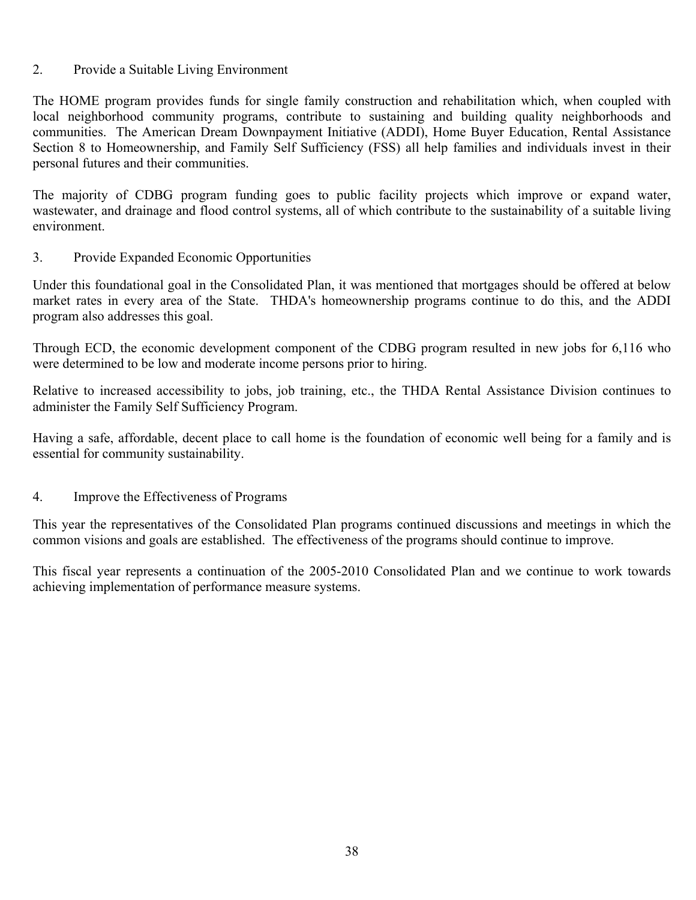2. Provide a Suitable Living Environment

The HOME program provides funds for single family construction and rehabilitation which, when coupled with local neighborhood community programs, contribute to sustaining and building quality neighborhoods and communities. The American Dream Downpayment Initiative (ADDI), Home Buyer Education, Rental Assistance Section 8 to Homeownership, and Family Self Sufficiency (FSS) all help families and individuals invest in their personal futures and their communities.

The majority of CDBG program funding goes to public facility projects which improve or expand water, wastewater, and drainage and flood control systems, all of which contribute to the sustainability of a suitable living environment.

3. Provide Expanded Economic Opportunities

Under this foundational goal in the Consolidated Plan, it was mentioned that mortgages should be offered at below market rates in every area of the State. THDA's homeownership programs continue to do this, and the ADDI program also addresses this goal.

Through ECD, the economic development component of the CDBG program resulted in new jobs for 6,116 who were determined to be low and moderate income persons prior to hiring.

Relative to increased accessibility to jobs, job training, etc., the THDA Rental Assistance Division continues to administer the Family Self Sufficiency Program.

Having a safe, affordable, decent place to call home is the foundation of economic well being for a family and is essential for community sustainability.

4. Improve the Effectiveness of Programs

This year the representatives of the Consolidated Plan programs continued discussions and meetings in which the common visions and goals are established. The effectiveness of the programs should continue to improve.

This fiscal year represents a continuation of the 2005-2010 Consolidated Plan and we continue to work towards achieving implementation of performance measure systems.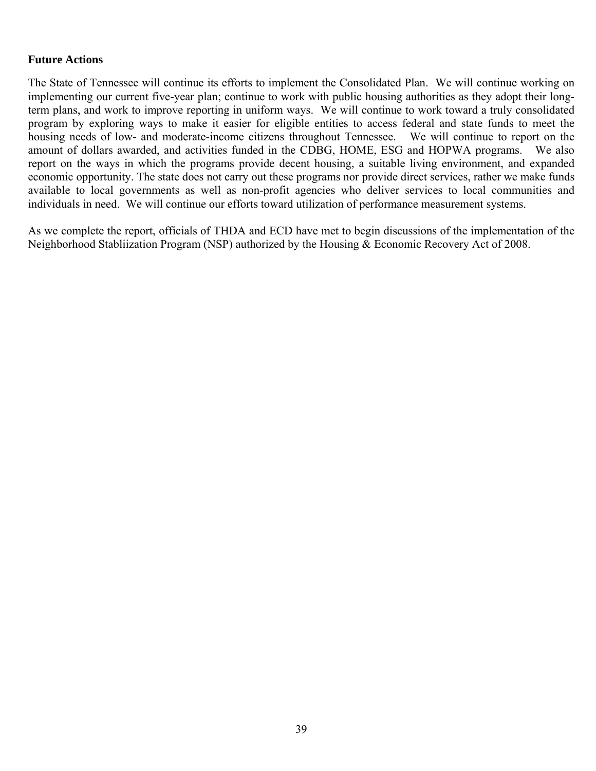**Future Actions**

The State of Tennessee will continue its efforts to implement the Consolidated Plan. We will continue working on implementing our current five-year plan; continue to work with public housing authorities as they adopt their long-term plans, and work to improve reporting in uniform ways. We will continue to work toward a truly consolidated program by exploring ways to make it easier for eligible entities to access federal and state funds to meet the housing needs of low- and moderate-income citizens throughout Tennessee. We will continue to report on the amount of dollars awarded, and activities funded in the CDBG, HOME, ESG and HOPWA programs. We also report on the ways in which the programs provide decent housing, a suitable living environment, and expanded economic opportunity. The state does not carry out these programs nor provide direct services, rather we make funds available to local governments as well as non-profit agencies who deliver services to local communities and individuals in need. We will continue our efforts toward utilization of performance measurement systems.

As we complete the report, officials of THDA and ECD have met to begin discussions of the implementation of the Neighborhood Stabliization Program (NSP) authorized by the Housing & Economic Recovery Act of 2008.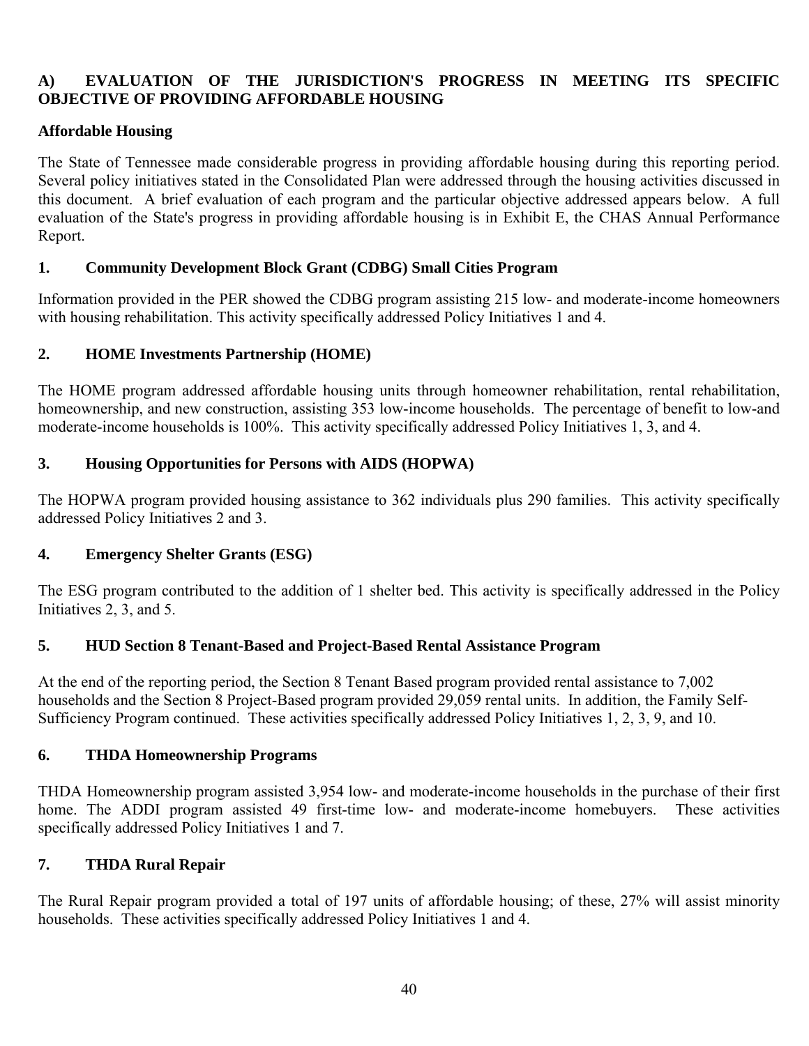## A) EVALUATION OF THE JURISDICTION'S PROGRESS IN MEETING ITS SPECIFIC OBJECTIVE OF PROVIDING AFFORDABLE HOUSING

### Affordable Housing

The State of Tennessee made considerable progress in providing affordable housing during this reporting period. Several policy initiatives stated in the Consolidated Plan were addressed through the housing activities discussed in this document. A brief evaluation of each program and the particular objective addressed appears below. A full evaluation of the State's progress in providing affordable housing is in Exhibit E, the CHAS Annual Performance Report.

### 1. Community Development Block Grant (CDBG) Small Cities Program

Information provided in the PER showed the CDBG program assisting 215 low- and moderate-income homeowners with housing rehabilitation. This activity specifically addressed Policy Initiatives 1 and 4.

### 2. HOME Investments Partnership (HOME)

The HOME program addressed affordable housing units through homeowner rehabilitation, rental rehabilitation, homeownership, and new construction, assisting 353 low-income households. The percentage of benefit to low-and moderate-income households is 100%. This activity specifically addressed Policy Initiatives 1, 3, and 4.

### 3. Housing Opportunities for Persons with AIDS (HOPWA)

The HOPWA program provided housing assistance to 362 individuals plus 290 families. This activity specifically addressed Policy Initiatives 2 and 3.

### 4. Emergency Shelter Grants (ESG)

The ESG program contributed to the addition of 1 shelter bed. This activity is specifically addressed in the Policy Initiatives 2, 3, and 5.

### 5. HUD Section 8 Tenant-Based and Project-Based Rental Assistance Program

At the end of the reporting period, the Section 8 Tenant Based program provided rental assistance to 7,002 households and the Section 8 Project-Based program provided 29,059 rental units. In addition, the Family Self-Sufficiency Program continued. These activities specifically addressed Policy Initiatives 1, 2, 3, 9, and 10.

### 6. THDA Homeownership Programs

THDA Homeownership program assisted 3,954 low- and moderate-income households in the purchase of their first home. The ADDI program assisted 49 first-time low- and moderate-income homebuyers. These activities specifically addressed Policy Initiatives 1 and 7.

### 7. THDA Rural Repair

The Rural Repair program provided a total of 197 units of affordable housing; of these, 27% will assist minority households. These activities specifically addressed Policy Initiatives 1 and 4.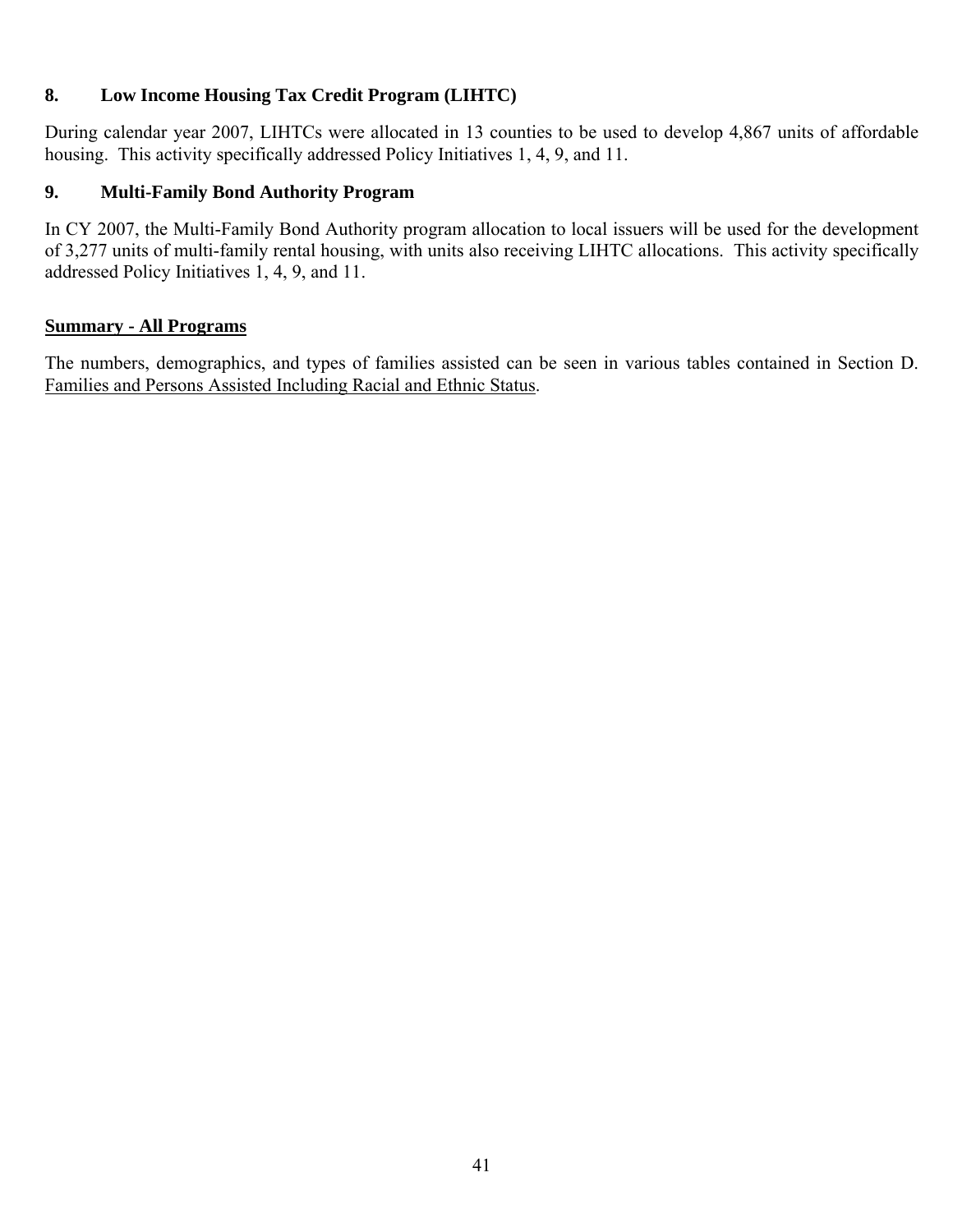### 8. Low Income Housing Tax Credit Program (LIHTC)

During calendar year 2007, LIHTCs were allocated in 13 counties to be used to develop 4,867 units of affordable housing. This activity specifically addressed Policy Initiatives 1, 4, 9, and 11.

### 9. Multi-Family Bond Authority Program

In CY 2007, the Multi-Family Bond Authority program allocation to local issuers will be used for the development of 3,277 units of multi-family rental housing, with units also receiving LIHTC allocations. This activity specifically addressed Policy Initiatives 1, 4, 9, and 11.

**Summary - All Programs**

The numbers, demographics, and types of families assisted can be seen in various tables contained in Section D. Families and Persons Assisted Including Racial and Ethnic Status.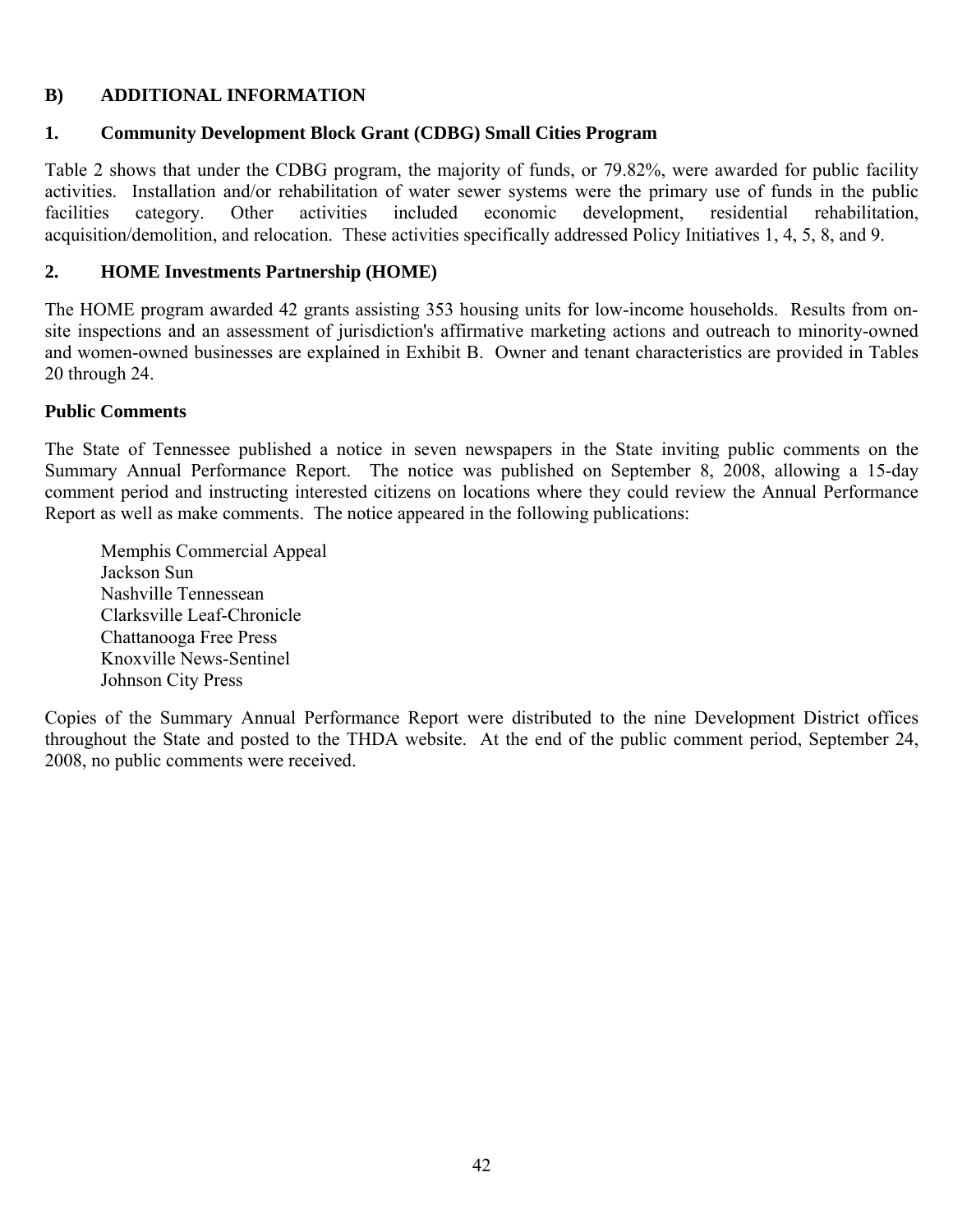## B) ADDITIONAL INFORMATION

### 1. Community Development Block Grant (CDBG) Small Cities Program

Table 2 shows that under the CDBG program, the majority of funds, or 79.82%, were awarded for public facility activities. Installation and/or rehabilitation of water sewer systems were the primary use of funds in the public facilities category. Other activities included economic development, residential rehabilitation, acquisition/demolition, and relocation. These activities specifically addressed Policy Initiatives 1, 4, 5, 8, and 9.

### 2. HOME Investments Partnership (HOME)

The HOME program awarded 42 grants assisting 353 housing units for low-income households. Results from on-site inspections and an assessment of jurisdiction's affirmative marketing actions and outreach to minority-owned and women-owned businesses are explained in Exhibit B. Owner and tenant characteristics are provided in Tables 20 through 24.

### Public Comments

The State of Tennessee published a notice in seven newspapers in the State inviting public comments on the Summary Annual Performance Report. The notice was published on September 8, 2008, allowing a 15-day comment period and instructing interested citizens on locations where they could review the Annual Performance Report as well as make comments. The notice appeared in the following publications:

- Memphis Commercial Appeal
- Jackson Sun
- Nashville Tennessean
- Clarksville Leaf-Chronicle
- Chattanooga Free Press
- Knoxville News-Sentinel
- Johnson City Press

Copies of the Summary Annual Performance Report were distributed to the nine Development District offices throughout the State and posted to the THDA website. At the end of the public comment period, September 24, 2008, no public comments were received.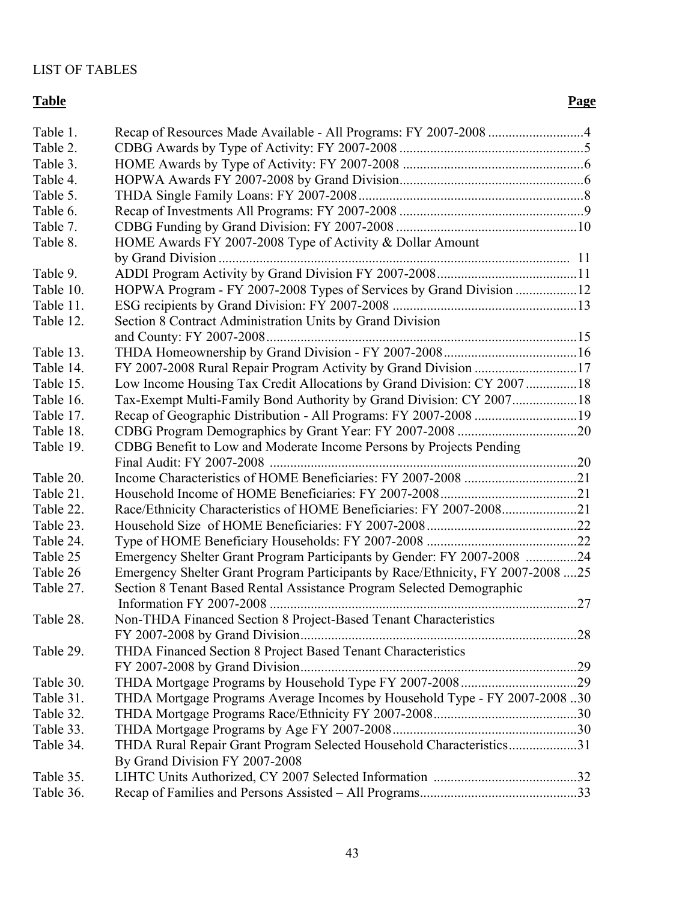LIST OF TABLES

| **Table** | | **Page** |
|---|---|---|
| Table 1. | Recap of Resources Made Available - All Programs: FY 2007-2008 | 4 |
| Table 2. | CDBG Awards by Type of Activity: FY 2007-2008 | 5 |
| Table 3. | HOME Awards by Type of Activity: FY 2007-2008 | 6 |
| Table 4. | HOPWA Awards FY 2007-2008 by Grand Division | 6 |
| Table 5. | THDA Single Family Loans: FY 2007-2008 | 8 |
| Table 6. | Recap of Investments All Programs: FY 2007-2008 | 9 |
| Table 7. | CDBG Funding by Grand Division: FY 2007-2008 | 10 |
| Table 8. | HOME Awards FY 2007-2008 Type of Activity & Dollar Amount by Grand Division | 11 |
| Table 9. | ADDI Program Activity by Grand Division FY 2007-2008 | 11 |
| Table 10. | HOPWA Program - FY 2007-2008 Types of Services by Grand Division | 12 |
| Table 11. | ESG recipients by Grand Division: FY 2007-2008 | 13 |
| Table 12. | Section 8 Contract Administration Units by Grand Division and County: FY 2007-2008 | 15 |
| Table 13. | THDA Homeownership by Grand Division - FY 2007-2008 | 16 |
| Table 14. | FY 2007-2008 Rural Repair Program Activity by Grand Division | 17 |
| Table 15. | Low Income Housing Tax Credit Allocations by Grand Division: CY 2007 | 18 |
| Table 16. | Tax-Exempt Multi-Family Bond Authority by Grand Division: CY 2007 | 18 |
| Table 17. | Recap of Geographic Distribution - All Programs: FY 2007-2008 | 19 |
| Table 18. | CDBG Program Demographics by Grant Year: FY 2007-2008 | 20 |
| Table 19. | CDBG Benefit to Low and Moderate Income Persons by Projects Pending Final Audit: FY 2007-2008 | 20 |
| Table 20. | Income Characteristics of HOME Beneficiaries: FY 2007-2008 | 21 |
| Table 21. | Household Income of HOME Beneficiaries: FY 2007-2008 | 21 |
| Table 22. | Race/Ethnicity Characteristics of HOME Beneficiaries: FY 2007-2008 | 21 |
| Table 23. | Household Size of HOME Beneficiaries: FY 2007-2008 | 22 |
| Table 24. | Type of HOME Beneficiary Households: FY 2007-2008 | 22 |
| Table 25 | Emergency Shelter Grant Program Participants by Gender: FY 2007-2008 | 24 |
| Table 26 | Emergency Shelter Grant Program Participants by Race/Ethnicity, FY 2007-2008 | 25 |
| Table 27. | Section 8 Tenant Based Rental Assistance Program Selected Demographic Information FY 2007-2008 | 27 |
| Table 28. | Non-THDA Financed Section 8 Project-Based Tenant Characteristics FY 2007-2008 by Grand Division | 28 |
| Table 29. | THDA Financed Section 8 Project Based Tenant Characteristics FY 2007-2008 by Grand Division | 29 |
| Table 30. | THDA Mortgage Programs by Household Type FY 2007-2008 | 29 |
| Table 31. | THDA Mortgage Programs Average Incomes by Household Type - FY 2007-2008 | 30 |
| Table 32. | THDA Mortgage Programs Race/Ethnicity FY 2007-2008 | 30 |
| Table 33. | THDA Mortgage Programs by Age FY 2007-2008 | 30 |
| Table 34. | THDA Rural Repair Grant Program Selected Household Characteristics By Grand Division FY 2007-2008 | 31 |
| Table 35. | LIHTC Units Authorized, CY 2007 Selected Information | 32 |
| Table 36. | Recap of Families and Persons Assisted – All Programs | 33 |